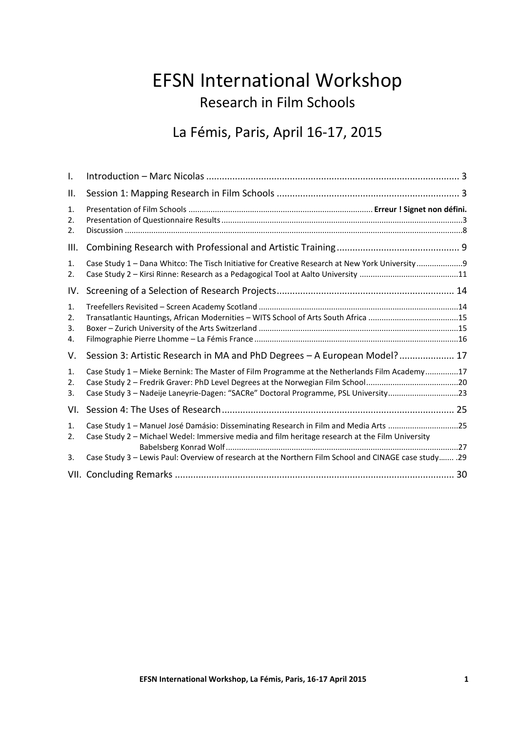# EFSN International Workshop

## Research in Film Schools

## La Fémis, Paris, April 16-17, 2015

I. Introduction – Marc Nicolas ..................................................................................................... 3

II. Session 1: Mapping Research in Film Schools ...................................................................... 3

1. Presentation of Film Schools ........................................................................... **Erreur ! Signet non défini.**
2. Presentation of Questionnaire Results .............................................................................................3
2. Discussion .........................................................................................................................................8

III. Combining Research with Professional and Artistic Training ............................................... 9

1. Case Study 1 – Dana Whitco: The Tisch Initiative for Creative Research at New York University .....................9
2. Case Study 2 – Kirsi Rinne: Research as a Pedagogical Tool at Aalto University ............................................11

IV. Screening of a Selection of Research Projects ................................................................... 14

1. Treefellers Revisited – Screen Academy Scotland .........................................................................................14
2. Transatlantic Hauntings, African Modernities – WITS School of Arts South Africa .........................................15
3. Boxer – Zurich University of the Arts Switzerland ..........................................................................................15
4. Filmographie Pierre Lhomme – La Fémis France ............................................................................................16

V. Session 3: Artistic Research in MA and PhD Degrees – A European Model? ..................... 17

1. Case Study 1 – Mieke Bernink: The Master of Film Programme at the Netherlands Film Academy ...............17
2. Case Study 2 – Fredrik Graver: PhD Level Degrees at the Norwegian Film School ..........................................20
3. Case Study 3 – Nadeije Laneyrie-Dagen: "SACRe" Doctoral Programme, PSL University ................................23

VI. Session 4: The Uses of Research ......................................................................................... 25

1. Case Study 1 – Manuel José Damásio: Disseminating Research in Film and Media Arts ................................25
2. Case Study 2 – Michael Wedel: Immersive media and film heritage research at the Film University Babelsberg Konrad Wolf ..........................................................................................................27
3. Case Study 3 – Lewis Paul: Overview of research at the Northern Film School and CINAGE case study....... .29

VII. Concluding Remarks ........................................................................................................... 30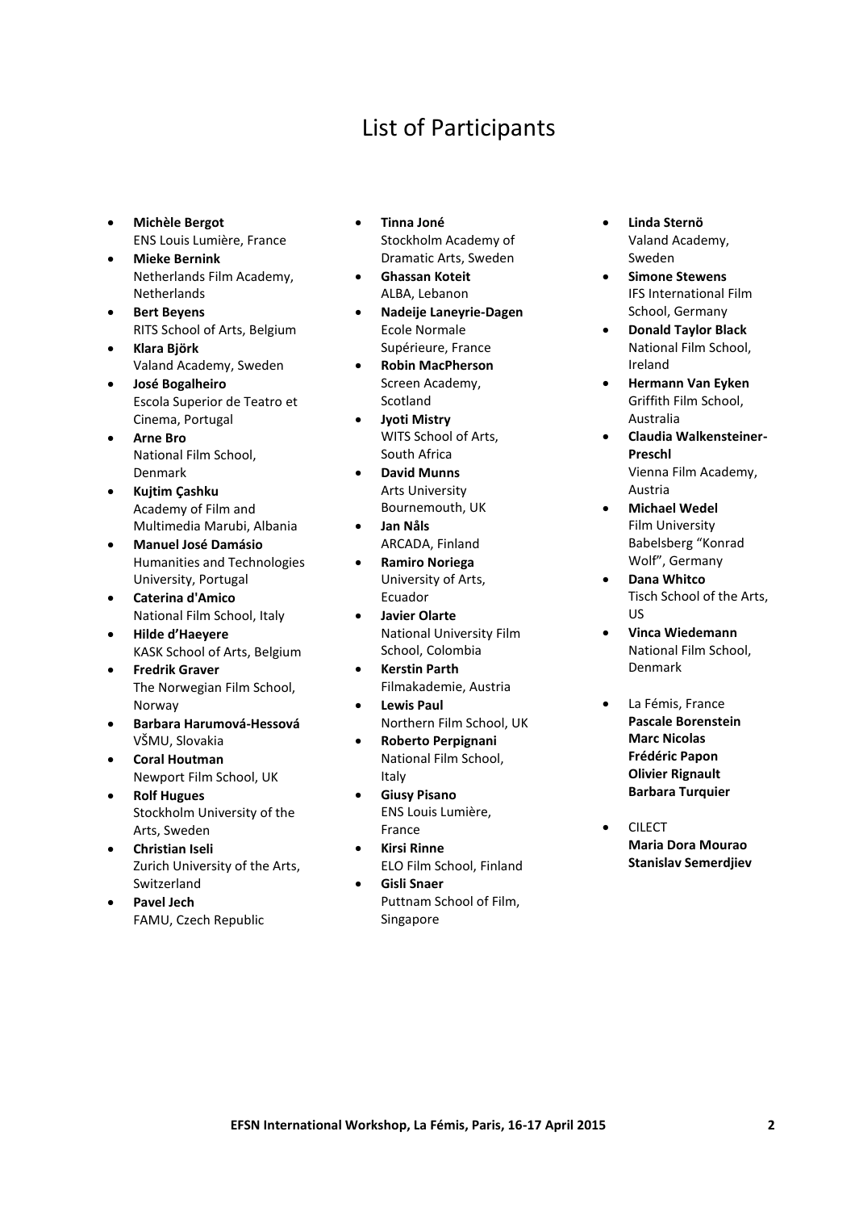# List of Participants

- **Michèle Bergot**
  ENS Louis Lumière, France
- **Mieke Bernink**
  Netherlands Film Academy, Netherlands
- **Bert Beyens**
  RITS School of Arts, Belgium
- **Klara Björk**
  Valand Academy, Sweden
- **José Bogalheiro**
  Escola Superior de Teatro et Cinema, Portugal
- **Arne Bro**
  National Film School, Denmark
- **Kujtim Çashku**
  Academy of Film and Multimedia Marubi, Albania
- **Manuel José Damásio**
  Humanities and Technologies University, Portugal
- **Caterina d'Amico**
  National Film School, Italy
- **Hilde d'Haeyere**
  KASK School of Arts, Belgium
- **Fredrik Graver**
  The Norwegian Film School, Norway
- **Barbara Harumová-Hessová**
  VŠMU, Slovakia
- **Coral Houtman**
  Newport Film School, UK
- **Rolf Hugues**
  Stockholm University of the Arts, Sweden
- **Christian Iseli**
  Zurich University of the Arts, Switzerland
- **Pavel Jech**
  FAMU, Czech Republic
- **Tinna Joné**
  Stockholm Academy of Dramatic Arts, Sweden
- **Ghassan Koteit**
  ALBA, Lebanon
- **Nadeije Laneyrie-Dagen**
  Ecole Normale Supérieure, France
- **Robin MacPherson**
  Screen Academy, Scotland
- **Jyoti Mistry**
  WITS School of Arts, South Africa
- **David Munns**
  Arts University Bournemouth, UK
- **Jan Nåls**
  ARCADA, Finland
- **Ramiro Noriega**
  University of Arts, Ecuador
- **Javier Olarte**
  National University Film School, Colombia
- **Kerstin Parth**
  Filmakademie, Austria
- **Lewis Paul**
  Northern Film School, UK
- **Roberto Perpignani**
  National Film School, Italy
- **Giusy Pisano**
  ENS Louis Lumière, France
- **Kirsi Rinne**
  ELO Film School, Finland
- **Gisli Snaer**
  Puttnam School of Film, Singapore
- **Linda Sternö**
  Valand Academy, Sweden
- **Simone Stewens**
  IFS International Film School, Germany
- **Donald Taylor Black**
  National Film School, Ireland
- **Hermann Van Eyken**
  Griffith Film School, Australia
- **Claudia Walkensteiner-Preschl**
  Vienna Film Academy, Austria
- **Michael Wedel**
  Film University Babelsberg "Konrad Wolf", Germany
- **Dana Whitco**
  Tisch School of the Arts, US
- **Vinca Wiedemann**
  National Film School, Denmark

- La Fémis, France
  **Pascale Borenstein**
  **Marc Nicolas**
  **Frédéric Papon**
  **Olivier Rignault**
  **Barbara Turquier**

- CILECT
  **Maria Dora Mourao**
  **Stanislav Semerdjiev**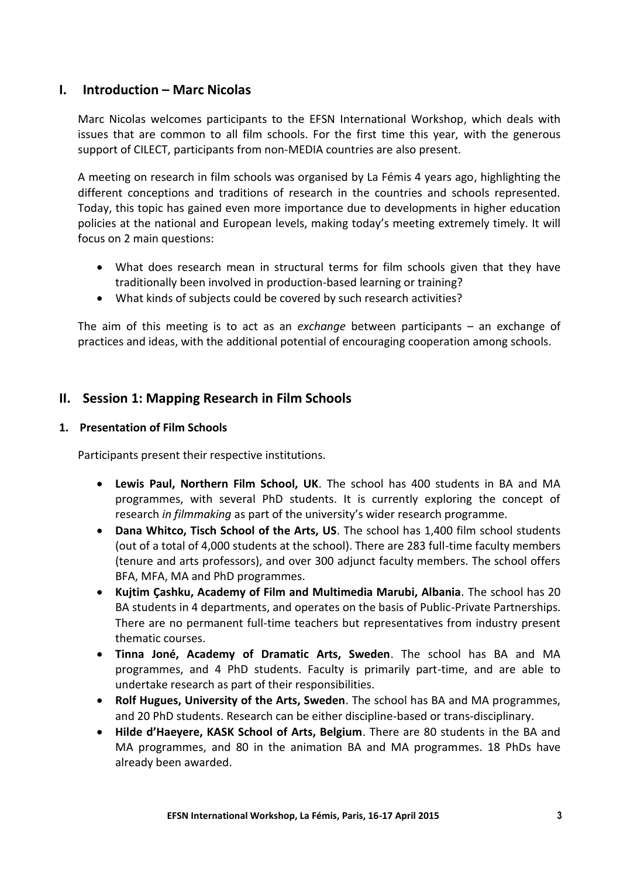## I. Introduction – Marc Nicolas

Marc Nicolas welcomes participants to the EFSN International Workshop, which deals with issues that are common to all film schools. For the first time this year, with the generous support of CILECT, participants from non-MEDIA countries are also present.

A meeting on research in film schools was organised by La Fémis 4 years ago, highlighting the different conceptions and traditions of research in the countries and schools represented. Today, this topic has gained even more importance due to developments in higher education policies at the national and European levels, making today's meeting extremely timely. It will focus on 2 main questions:

- What does research mean in structural terms for film schools given that they have traditionally been involved in production-based learning or training?
- What kinds of subjects could be covered by such research activities?

The aim of this meeting is to act as an *exchange* between participants – an exchange of practices and ideas, with the additional potential of encouraging cooperation among schools.

## II. Session 1: Mapping Research in Film Schools

### 1. Presentation of Film Schools

Participants present their respective institutions.

- **Lewis Paul, Northern Film School, UK**. The school has 400 students in BA and MA programmes, with several PhD students. It is currently exploring the concept of research *in filmmaking* as part of the university's wider research programme.
- **Dana Whitco, Tisch School of the Arts, US**. The school has 1,400 film school students (out of a total of 4,000 students at the school). There are 283 full-time faculty members (tenure and arts professors), and over 300 adjunct faculty members. The school offers BFA, MFA, MA and PhD programmes.
- **Kujtim Çashku, Academy of Film and Multimedia Marubi, Albania**. The school has 20 BA students in 4 departments, and operates on the basis of Public-Private Partnerships. There are no permanent full-time teachers but representatives from industry present thematic courses.
- **Tinna Joné, Academy of Dramatic Arts, Sweden**. The school has BA and MA programmes, and 4 PhD students. Faculty is primarily part-time, and are able to undertake research as part of their responsibilities.
- **Rolf Hugues, University of the Arts, Sweden**. The school has BA and MA programmes, and 20 PhD students. Research can be either discipline-based or trans-disciplinary.
- **Hilde d'Haeyere, KASK School of Arts, Belgium**. There are 80 students in the BA and MA programmes, and 80 in the animation BA and MA programmes. 18 PhDs have already been awarded.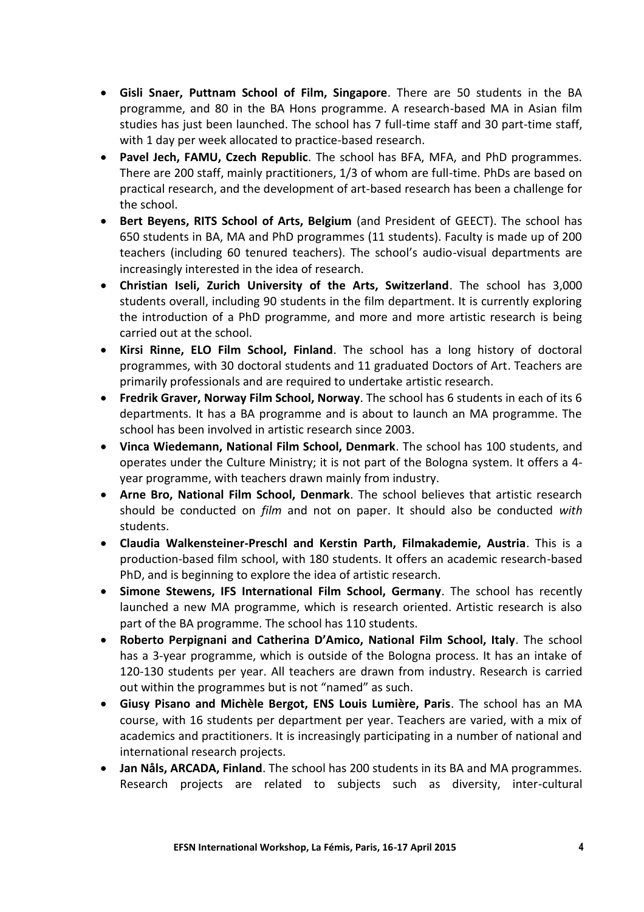- **Gisli Snaer, Puttnam School of Film, Singapore**. There are 50 students in the BA programme, and 80 in the BA Hons programme. A research-based MA in Asian film studies has just been launched. The school has 7 full-time staff and 30 part-time staff, with 1 day per week allocated to practice-based research.
- **Pavel Jech, FAMU, Czech Republic**. The school has BFA, MFA, and PhD programmes. There are 200 staff, mainly practitioners, 1/3 of whom are full-time. PhDs are based on practical research, and the development of art-based research has been a challenge for the school.
- **Bert Beyens, RITS School of Arts, Belgium** (and President of GEECT). The school has 650 students in BA, MA and PhD programmes (11 students). Faculty is made up of 200 teachers (including 60 tenured teachers). The school's audio-visual departments are increasingly interested in the idea of research.
- **Christian Iseli, Zurich University of the Arts, Switzerland**. The school has 3,000 students overall, including 90 students in the film department. It is currently exploring the introduction of a PhD programme, and more and more artistic research is being carried out at the school.
- **Kirsi Rinne, ELO Film School, Finland**. The school has a long history of doctoral programmes, with 30 doctoral students and 11 graduated Doctors of Art. Teachers are primarily professionals and are required to undertake artistic research.
- **Fredrik Graver, Norway Film School, Norway**. The school has 6 students in each of its 6 departments. It has a BA programme and is about to launch an MA programme. The school has been involved in artistic research since 2003.
- **Vinca Wiedemann, National Film School, Denmark**. The school has 100 students, and operates under the Culture Ministry; it is not part of the Bologna system. It offers a 4-year programme, with teachers drawn mainly from industry.
- **Arne Bro, National Film School, Denmark**. The school believes that artistic research should be conducted on *film* and not on paper. It should also be conducted *with* students.
- **Claudia Walkensteiner-Preschl and Kerstin Parth, Filmakademie, Austria**. This is a production-based film school, with 180 students. It offers an academic research-based PhD, and is beginning to explore the idea of artistic research.
- **Simone Stewens, IFS International Film School, Germany**. The school has recently launched a new MA programme, which is research oriented. Artistic research is also part of the BA programme. The school has 110 students.
- **Roberto Perpignani and Catherina D'Amico, National Film School, Italy**. The school has a 3-year programme, which is outside of the Bologna process. It has an intake of 120-130 students per year. All teachers are drawn from industry. Research is carried out within the programmes but is not "named" as such.
- **Giusy Pisano and Michèle Bergot, ENS Louis Lumière, Paris**. The school has an MA course, with 16 students per department per year. Teachers are varied, with a mix of academics and practitioners. It is increasingly participating in a number of national and international research projects.
- **Jan Nåls, ARCADA, Finland**. The school has 200 students in its BA and MA programmes. Research projects are related to subjects such as diversity, inter-cultural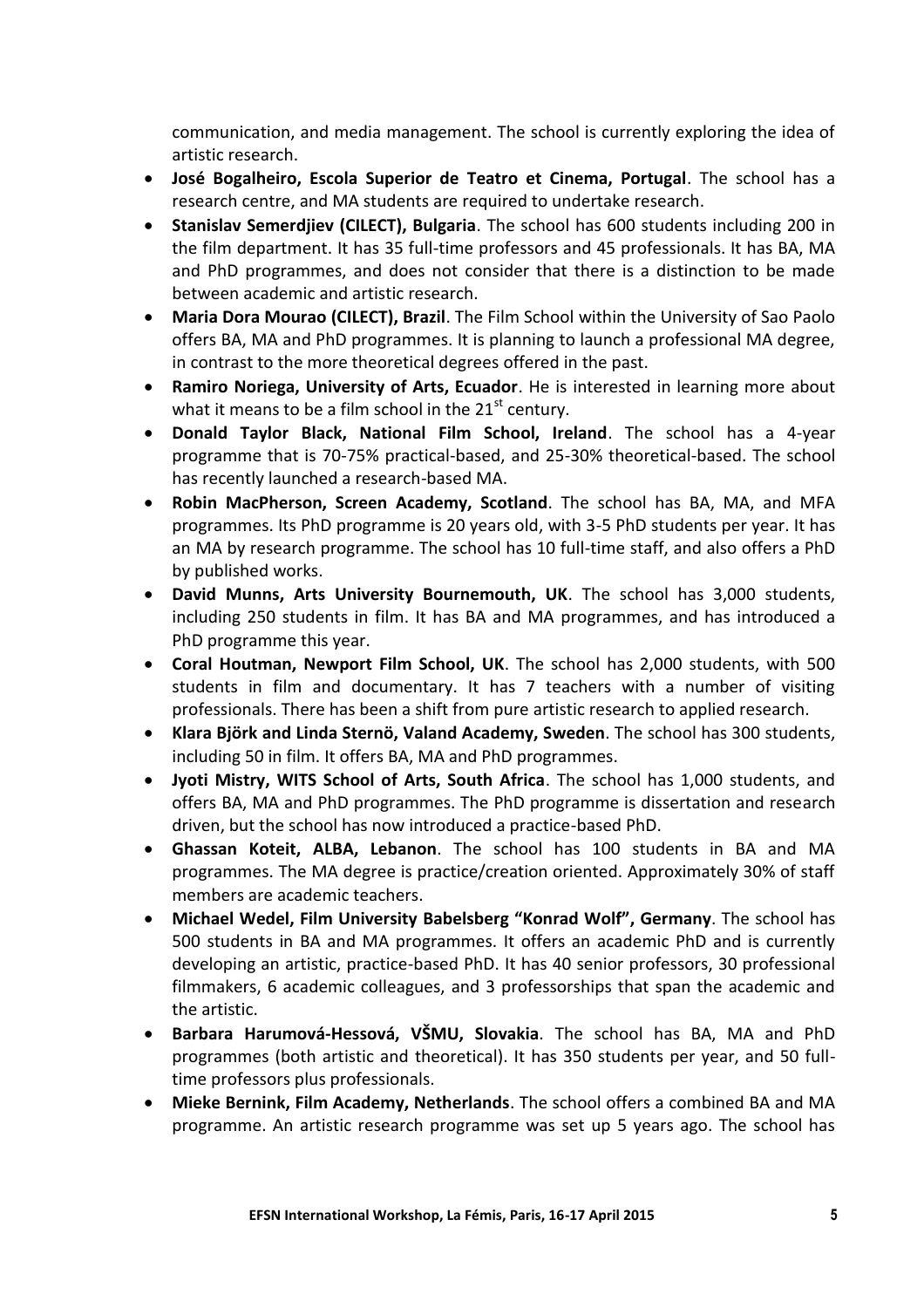communication, and media management. The school is currently exploring the idea of artistic research.

- **José Bogalheiro, Escola Superior de Teatro et Cinema, Portugal**. The school has a research centre, and MA students are required to undertake research.
- **Stanislav Semerdjiev (CILECT), Bulgaria**. The school has 600 students including 200 in the film department. It has 35 full-time professors and 45 professionals. It has BA, MA and PhD programmes, and does not consider that there is a distinction to be made between academic and artistic research.
- **Maria Dora Mourao (CILECT), Brazil**. The Film School within the University of Sao Paolo offers BA, MA and PhD programmes. It is planning to launch a professional MA degree, in contrast to the more theoretical degrees offered in the past.
- **Ramiro Noriega, University of Arts, Ecuador**. He is interested in learning more about what it means to be a film school in the 21st century.
- **Donald Taylor Black, National Film School, Ireland**. The school has a 4-year programme that is 70-75% practical-based, and 25-30% theoretical-based. The school has recently launched a research-based MA.
- **Robin MacPherson, Screen Academy, Scotland**. The school has BA, MA, and MFA programmes. Its PhD programme is 20 years old, with 3-5 PhD students per year. It has an MA by research programme. The school has 10 full-time staff, and also offers a PhD by published works.
- **David Munns, Arts University Bournemouth, UK**. The school has 3,000 students, including 250 students in film. It has BA and MA programmes, and has introduced a PhD programme this year.
- **Coral Houtman, Newport Film School, UK**. The school has 2,000 students, with 500 students in film and documentary. It has 7 teachers with a number of visiting professionals. There has been a shift from pure artistic research to applied research.
- **Klara Björk and Linda Sternö, Valand Academy, Sweden**. The school has 300 students, including 50 in film. It offers BA, MA and PhD programmes.
- **Jyoti Mistry, WITS School of Arts, South Africa**. The school has 1,000 students, and offers BA, MA and PhD programmes. The PhD programme is dissertation and research driven, but the school has now introduced a practice-based PhD.
- **Ghassan Koteit, ALBA, Lebanon**. The school has 100 students in BA and MA programmes. The MA degree is practice/creation oriented. Approximately 30% of staff members are academic teachers.
- **Michael Wedel, Film University Babelsberg "Konrad Wolf", Germany**. The school has 500 students in BA and MA programmes. It offers an academic PhD and is currently developing an artistic, practice-based PhD. It has 40 senior professors, 30 professional filmmakers, 6 academic colleagues, and 3 professorships that span the academic and the artistic.
- **Barbara Harumová-Hessová, VŠMU, Slovakia**. The school has BA, MA and PhD programmes (both artistic and theoretical). It has 350 students per year, and 50 full-time professors plus professionals.
- **Mieke Bernink, Film Academy, Netherlands**. The school offers a combined BA and MA programme. An artistic research programme was set up 5 years ago. The school has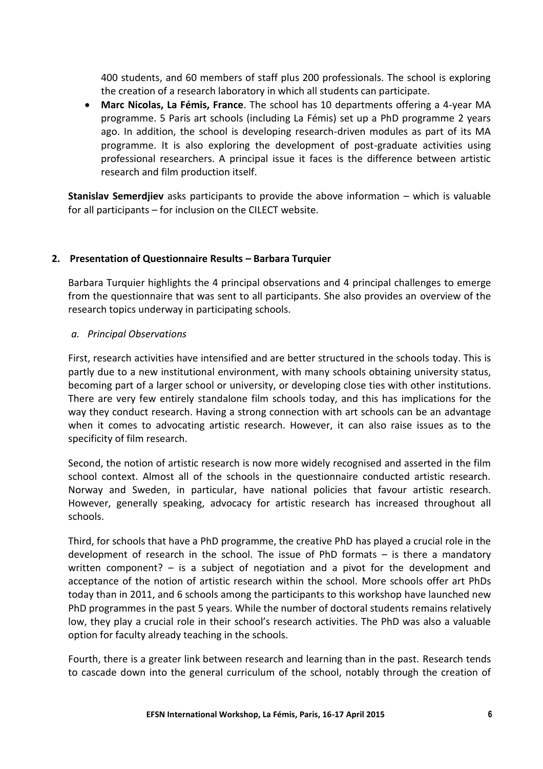400 students, and 60 members of staff plus 200 professionals. The school is exploring the creation of a research laboratory in which all students can participate.

- **Marc Nicolas, La Fémis, France**. The school has 10 departments offering a 4-year MA programme. 5 Paris art schools (including La Fémis) set up a PhD programme 2 years ago. In addition, the school is developing research-driven modules as part of its MA programme. It is also exploring the development of post-graduate activities using professional researchers. A principal issue it faces is the difference between artistic research and film production itself.

**Stanislav Semerdjiev** asks participants to provide the above information – which is valuable for all participants – for inclusion on the CILECT website.

## 2. Presentation of Questionnaire Results – Barbara Turquier

Barbara Turquier highlights the 4 principal observations and 4 principal challenges to emerge from the questionnaire that was sent to all participants. She also provides an overview of the research topics underway in participating schools.

### *a. Principal Observations*

First, research activities have intensified and are better structured in the schools today. This is partly due to a new institutional environment, with many schools obtaining university status, becoming part of a larger school or university, or developing close ties with other institutions. There are very few entirely standalone film schools today, and this has implications for the way they conduct research. Having a strong connection with art schools can be an advantage when it comes to advocating artistic research. However, it can also raise issues as to the specificity of film research.

Second, the notion of artistic research is now more widely recognised and asserted in the film school context. Almost all of the schools in the questionnaire conducted artistic research. Norway and Sweden, in particular, have national policies that favour artistic research. However, generally speaking, advocacy for artistic research has increased throughout all schools.

Third, for schools that have a PhD programme, the creative PhD has played a crucial role in the development of research in the school. The issue of PhD formats – is there a mandatory written component? – is a subject of negotiation and a pivot for the development and acceptance of the notion of artistic research within the school. More schools offer art PhDs today than in 2011, and 6 schools among the participants to this workshop have launched new PhD programmes in the past 5 years. While the number of doctoral students remains relatively low, they play a crucial role in their school's research activities. The PhD was also a valuable option for faculty already teaching in the schools.

Fourth, there is a greater link between research and learning than in the past. Research tends to cascade down into the general curriculum of the school, notably through the creation of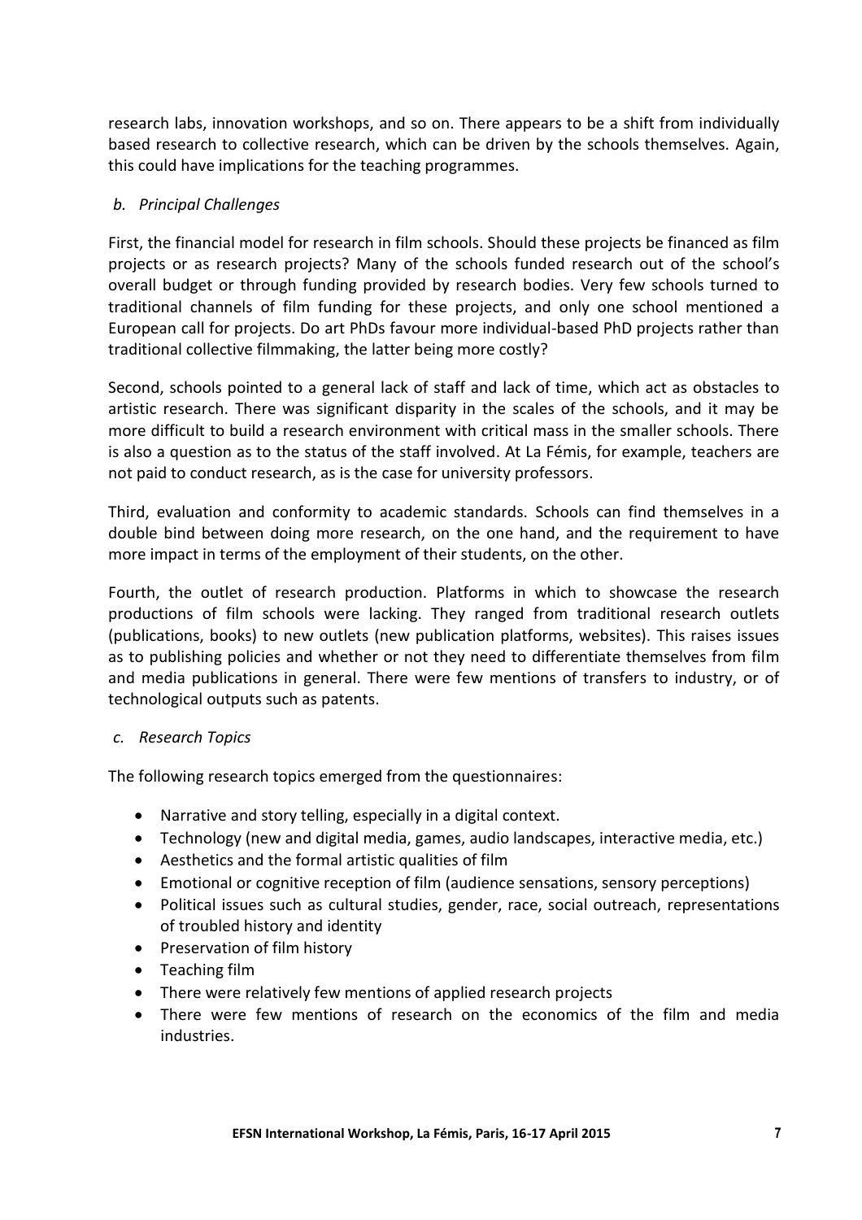research labs, innovation workshops, and so on. There appears to be a shift from individually based research to collective research, which can be driven by the schools themselves. Again, this could have implications for the teaching programmes.

*b. Principal Challenges*

First, the financial model for research in film schools. Should these projects be financed as film projects or as research projects? Many of the schools funded research out of the school's overall budget or through funding provided by research bodies. Very few schools turned to traditional channels of film funding for these projects, and only one school mentioned a European call for projects. Do art PhDs favour more individual-based PhD projects rather than traditional collective filmmaking, the latter being more costly?

Second, schools pointed to a general lack of staff and lack of time, which act as obstacles to artistic research. There was significant disparity in the scales of the schools, and it may be more difficult to build a research environment with critical mass in the smaller schools. There is also a question as to the status of the staff involved. At La Fémis, for example, teachers are not paid to conduct research, as is the case for university professors.

Third, evaluation and conformity to academic standards. Schools can find themselves in a double bind between doing more research, on the one hand, and the requirement to have more impact in terms of the employment of their students, on the other.

Fourth, the outlet of research production. Platforms in which to showcase the research productions of film schools were lacking. They ranged from traditional research outlets (publications, books) to new outlets (new publication platforms, websites). This raises issues as to publishing policies and whether or not they need to differentiate themselves from film and media publications in general. There were few mentions of transfers to industry, or of technological outputs such as patents.

*c. Research Topics*

The following research topics emerged from the questionnaires:

- Narrative and story telling, especially in a digital context.
- Technology (new and digital media, games, audio landscapes, interactive media, etc.)
- Aesthetics and the formal artistic qualities of film
- Emotional or cognitive reception of film (audience sensations, sensory perceptions)
- Political issues such as cultural studies, gender, race, social outreach, representations of troubled history and identity
- Preservation of film history
- Teaching film
- There were relatively few mentions of applied research projects
- There were few mentions of research on the economics of the film and media industries.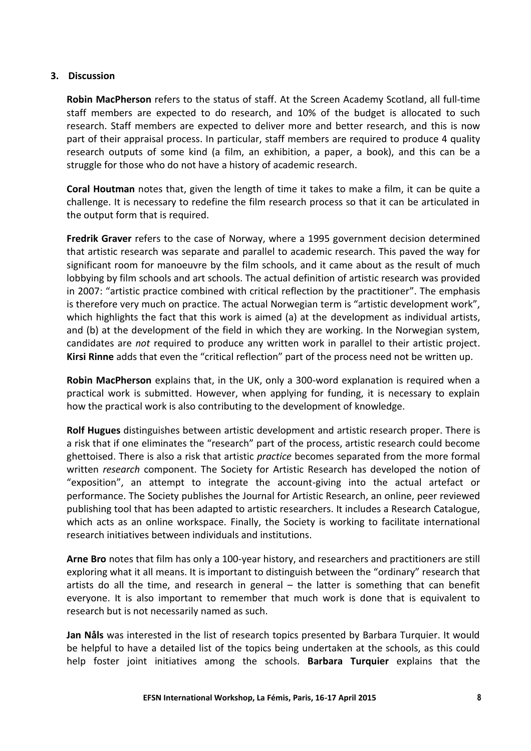## 3. Discussion

**Robin MacPherson** refers to the status of staff. At the Screen Academy Scotland, all full-time staff members are expected to do research, and 10% of the budget is allocated to such research. Staff members are expected to deliver more and better research, and this is now part of their appraisal process. In particular, staff members are required to produce 4 quality research outputs of some kind (a film, an exhibition, a paper, a book), and this can be a struggle for those who do not have a history of academic research.

**Coral Houtman** notes that, given the length of time it takes to make a film, it can be quite a challenge. It is necessary to redefine the film research process so that it can be articulated in the output form that is required.

**Fredrik Graver** refers to the case of Norway, where a 1995 government decision determined that artistic research was separate and parallel to academic research. This paved the way for significant room for manoeuvre by the film schools, and it came about as the result of much lobbying by film schools and art schools. The actual definition of artistic research was provided in 2007: "artistic practice combined with critical reflection by the practitioner". The emphasis is therefore very much on practice. The actual Norwegian term is "artistic development work", which highlights the fact that this work is aimed (a) at the development as individual artists, and (b) at the development of the field in which they are working. In the Norwegian system, candidates are *not* required to produce any written work in parallel to their artistic project. **Kirsi Rinne** adds that even the "critical reflection" part of the process need not be written up.

**Robin MacPherson** explains that, in the UK, only a 300-word explanation is required when a practical work is submitted. However, when applying for funding, it is necessary to explain how the practical work is also contributing to the development of knowledge.

**Rolf Hugues** distinguishes between artistic development and artistic research proper. There is a risk that if one eliminates the "research" part of the process, artistic research could become ghettoised. There is also a risk that artistic *practice* becomes separated from the more formal written *research* component. The Society for Artistic Research has developed the notion of "exposition", an attempt to integrate the account-giving into the actual artefact or performance. The Society publishes the Journal for Artistic Research, an online, peer reviewed publishing tool that has been adapted to artistic researchers. It includes a Research Catalogue, which acts as an online workspace. Finally, the Society is working to facilitate international research initiatives between individuals and institutions.

**Arne Bro** notes that film has only a 100-year history, and researchers and practitioners are still exploring what it all means. It is important to distinguish between the "ordinary" research that artists do all the time, and research in general – the latter is something that can benefit everyone. It is also important to remember that much work is done that is equivalent to research but is not necessarily named as such.

**Jan Nåls** was interested in the list of research topics presented by Barbara Turquier. It would be helpful to have a detailed list of the topics being undertaken at the schools, as this could help foster joint initiatives among the schools. **Barbara Turquier** explains that the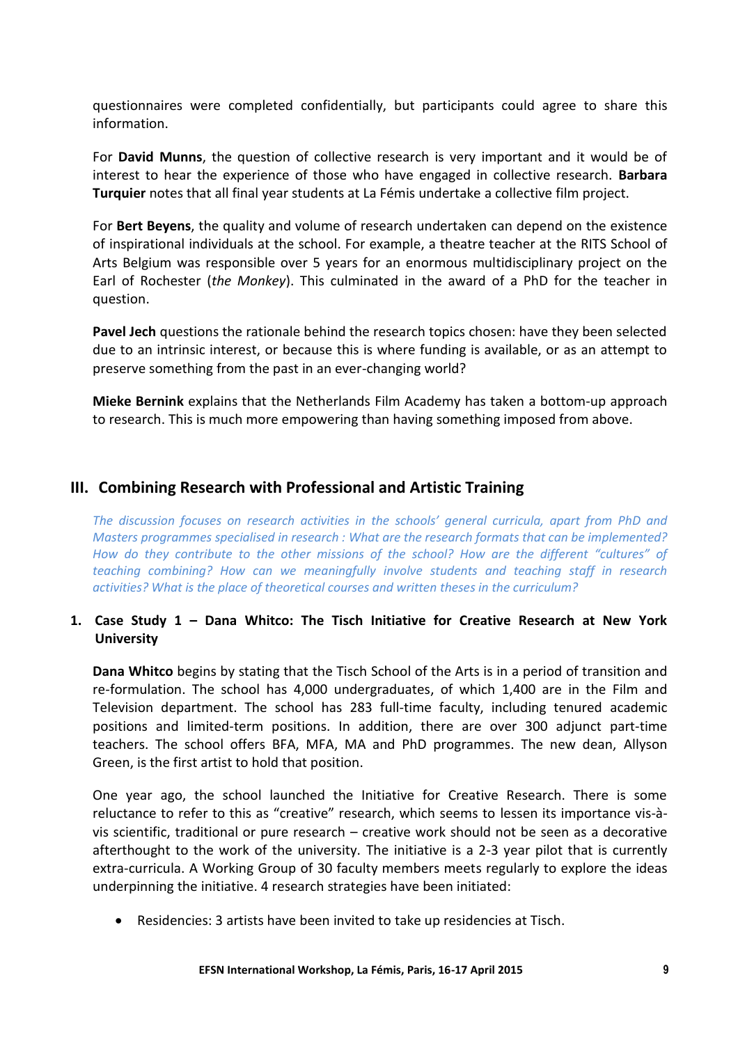questionnaires were completed confidentially, but participants could agree to share this information.

For **David Munns**, the question of collective research is very important and it would be of interest to hear the experience of those who have engaged in collective research. **Barbara Turquier** notes that all final year students at La Fémis undertake a collective film project.

For **Bert Beyens**, the quality and volume of research undertaken can depend on the existence of inspirational individuals at the school. For example, a theatre teacher at the RITS School of Arts Belgium was responsible over 5 years for an enormous multidisciplinary project on the Earl of Rochester (*the Monkey*). This culminated in the award of a PhD for the teacher in question.

**Pavel Jech** questions the rationale behind the research topics chosen: have they been selected due to an intrinsic interest, or because this is where funding is available, or as an attempt to preserve something from the past in an ever-changing world?

**Mieke Bernink** explains that the Netherlands Film Academy has taken a bottom-up approach to research. This is much more empowering than having something imposed from above.

## III. Combining Research with Professional and Artistic Training

*The discussion focuses on research activities in the schools' general curricula, apart from PhD and Masters programmes specialised in research : What are the research formats that can be implemented? How do they contribute to the other missions of the school? How are the different "cultures" of teaching combining? How can we meaningfully involve students and teaching staff in research activities? What is the place of theoretical courses and written theses in the curriculum?*

### 1. Case Study 1 – Dana Whitco: The Tisch Initiative for Creative Research at New York University

**Dana Whitco** begins by stating that the Tisch School of the Arts is in a period of transition and re-formulation. The school has 4,000 undergraduates, of which 1,400 are in the Film and Television department. The school has 283 full-time faculty, including tenured academic positions and limited-term positions. In addition, there are over 300 adjunct part-time teachers. The school offers BFA, MFA, MA and PhD programmes. The new dean, Allyson Green, is the first artist to hold that position.

One year ago, the school launched the Initiative for Creative Research. There is some reluctance to refer to this as "creative" research, which seems to lessen its importance vis-à-vis scientific, traditional or pure research – creative work should not be seen as a decorative afterthought to the work of the university. The initiative is a 2-3 year pilot that is currently extra-curricula. A Working Group of 30 faculty members meets regularly to explore the ideas underpinning the initiative. 4 research strategies have been initiated:

- Residencies: 3 artists have been invited to take up residencies at Tisch.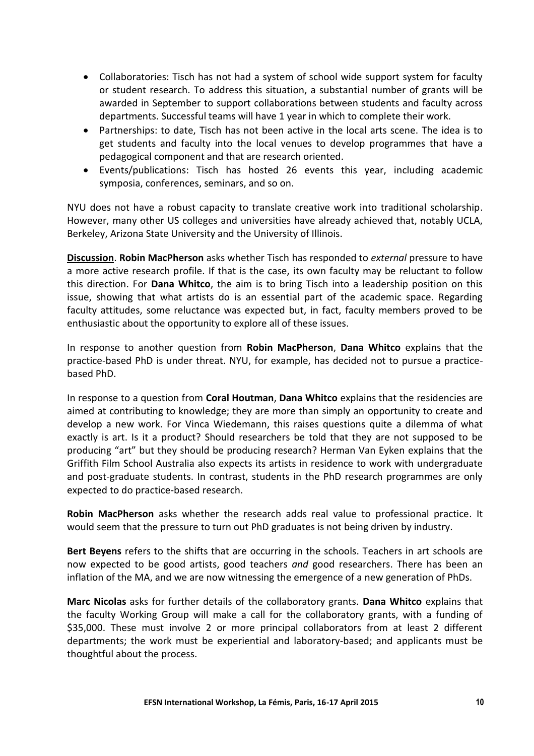- Collaboratories: Tisch has not had a system of school wide support system for faculty or student research. To address this situation, a substantial number of grants will be awarded in September to support collaborations between students and faculty across departments. Successful teams will have 1 year in which to complete their work.
- Partnerships: to date, Tisch has not been active in the local arts scene. The idea is to get students and faculty into the local venues to develop programmes that have a pedagogical component and that are research oriented.
- Events/publications: Tisch has hosted 26 events this year, including academic symposia, conferences, seminars, and so on.

NYU does not have a robust capacity to translate creative work into traditional scholarship. However, many other US colleges and universities have already achieved that, notably UCLA, Berkeley, Arizona State University and the University of Illinois.

**Discussion**. **Robin MacPherson** asks whether Tisch has responded to *external* pressure to have a more active research profile. If that is the case, its own faculty may be reluctant to follow this direction. For **Dana Whitco**, the aim is to bring Tisch into a leadership position on this issue, showing that what artists do is an essential part of the academic space. Regarding faculty attitudes, some reluctance was expected but, in fact, faculty members proved to be enthusiastic about the opportunity to explore all of these issues.

In response to another question from **Robin MacPherson**, **Dana Whitco** explains that the practice-based PhD is under threat. NYU, for example, has decided not to pursue a practice-based PhD.

In response to a question from **Coral Houtman**, **Dana Whitco** explains that the residencies are aimed at contributing to knowledge; they are more than simply an opportunity to create and develop a new work. For Vinca Wiedemann, this raises questions quite a dilemma of what exactly is art. Is it a product? Should researchers be told that they are not supposed to be producing "art" but they should be producing research? Herman Van Eyken explains that the Griffith Film School Australia also expects its artists in residence to work with undergraduate and post-graduate students. In contrast, students in the PhD research programmes are only expected to do practice-based research.

**Robin MacPherson** asks whether the research adds real value to professional practice. It would seem that the pressure to turn out PhD graduates is not being driven by industry.

**Bert Beyens** refers to the shifts that are occurring in the schools. Teachers in art schools are now expected to be good artists, good teachers *and* good researchers. There has been an inflation of the MA, and we are now witnessing the emergence of a new generation of PhDs.

**Marc Nicolas** asks for further details of the collaboratory grants. **Dana Whitco** explains that the faculty Working Group will make a call for the collaboratory grants, with a funding of $35,000. These must involve 2 or more principal collaborators from at least 2 different departments; the work must be experiential and laboratory-based; and applicants must be thoughtful about the process.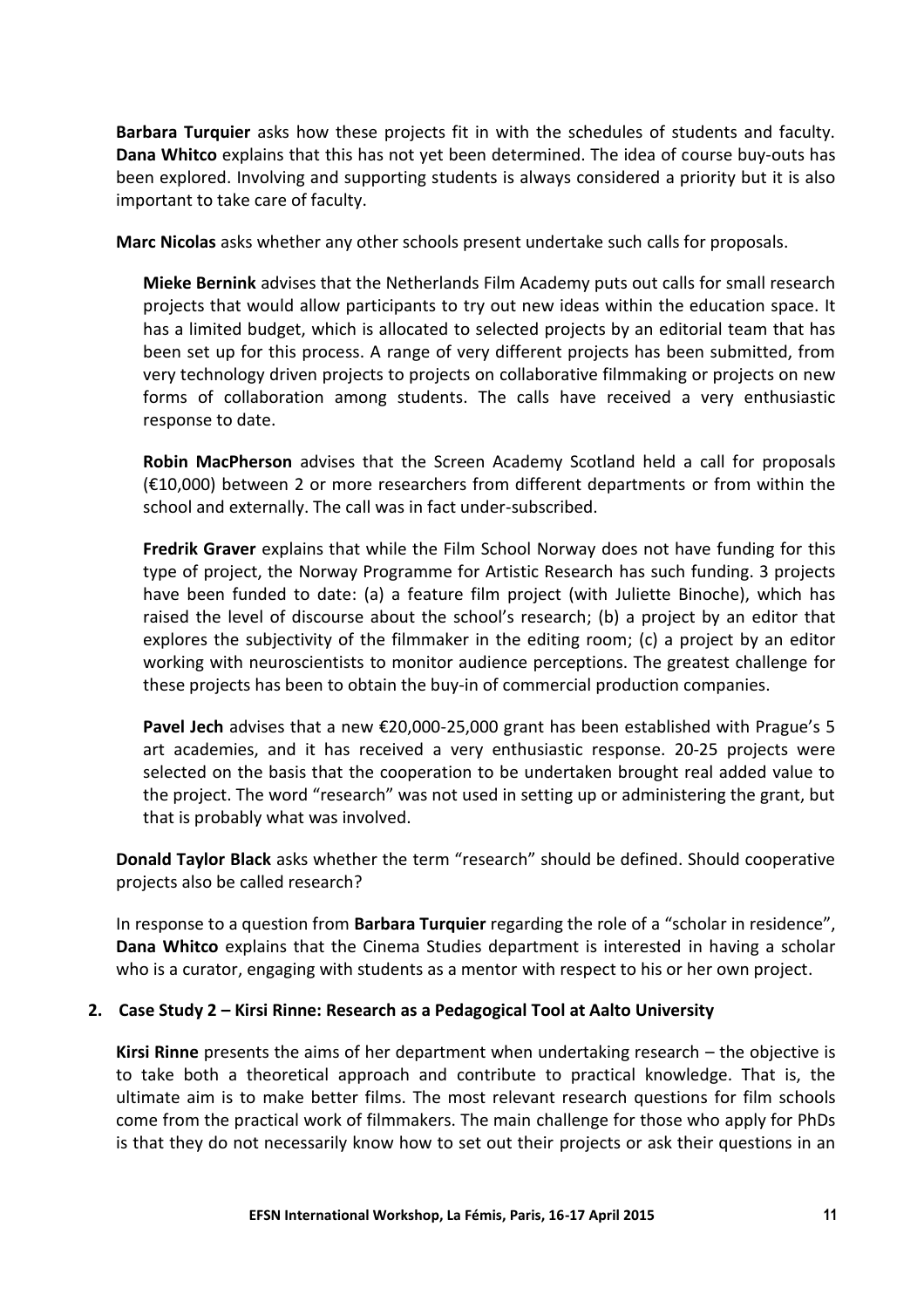**Barbara Turquier** asks how these projects fit in with the schedules of students and faculty. **Dana Whitco** explains that this has not yet been determined. The idea of course buy-outs has been explored. Involving and supporting students is always considered a priority but it is also important to take care of faculty.

**Marc Nicolas** asks whether any other schools present undertake such calls for proposals.

> **Mieke Bernink** advises that the Netherlands Film Academy puts out calls for small research projects that would allow participants to try out new ideas within the education space. It has a limited budget, which is allocated to selected projects by an editorial team that has been set up for this process. A range of very different projects has been submitted, from very technology driven projects to projects on collaborative filmmaking or projects on new forms of collaboration among students. The calls have received a very enthusiastic response to date.
>
> **Robin MacPherson** advises that the Screen Academy Scotland held a call for proposals (€10,000) between 2 or more researchers from different departments or from within the school and externally. The call was in fact under-subscribed.
>
> **Fredrik Graver** explains that while the Film School Norway does not have funding for this type of project, the Norway Programme for Artistic Research has such funding. 3 projects have been funded to date: (a) a feature film project (with Juliette Binoche), which has raised the level of discourse about the school's research; (b) a project by an editor that explores the subjectivity of the filmmaker in the editing room; (c) a project by an editor working with neuroscientists to monitor audience perceptions. The greatest challenge for these projects has been to obtain the buy-in of commercial production companies.
>
> **Pavel Jech** advises that a new €20,000-25,000 grant has been established with Prague's 5 art academies, and it has received a very enthusiastic response. 20-25 projects were selected on the basis that the cooperation to be undertaken brought real added value to the project. The word "research" was not used in setting up or administering the grant, but that is probably what was involved.

**Donald Taylor Black** asks whether the term "research" should be defined. Should cooperative projects also be called research?

In response to a question from **Barbara Turquier** regarding the role of a "scholar in residence", **Dana Whitco** explains that the Cinema Studies department is interested in having a scholar who is a curator, engaging with students as a mentor with respect to his or her own project.

## 2. Case Study 2 – Kirsi Rinne: Research as a Pedagogical Tool at Aalto University

**Kirsi Rinne** presents the aims of her department when undertaking research – the objective is to take both a theoretical approach and contribute to practical knowledge. That is, the ultimate aim is to make better films. The most relevant research questions for film schools come from the practical work of filmmakers. The main challenge for those who apply for PhDs is that they do not necessarily know how to set out their projects or ask their questions in an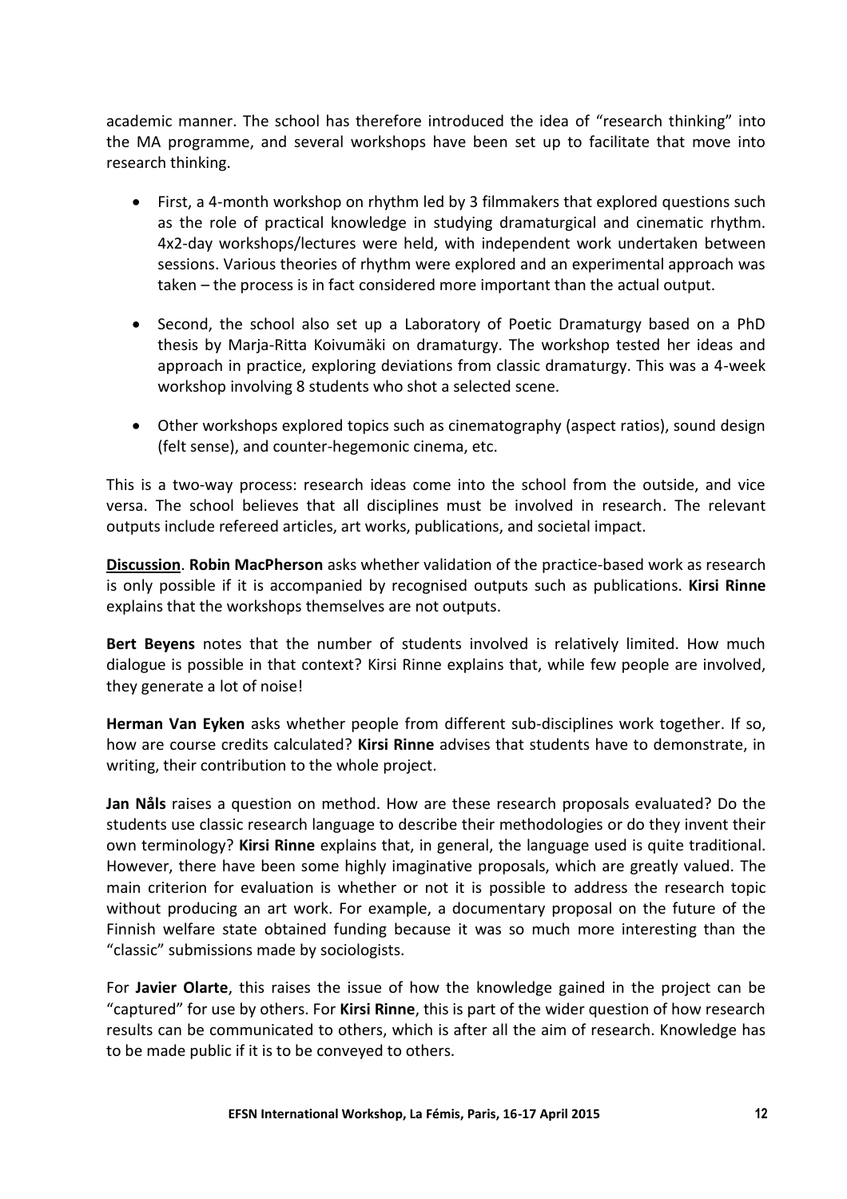academic manner. The school has therefore introduced the idea of "research thinking" into the MA programme, and several workshops have been set up to facilitate that move into research thinking.

- First, a 4-month workshop on rhythm led by 3 filmmakers that explored questions such as the role of practical knowledge in studying dramaturgical and cinematic rhythm. 4x2-day workshops/lectures were held, with independent work undertaken between sessions. Various theories of rhythm were explored and an experimental approach was taken – the process is in fact considered more important than the actual output.

- Second, the school also set up a Laboratory of Poetic Dramaturgy based on a PhD thesis by Marja-Ritta Koivumäki on dramaturgy. The workshop tested her ideas and approach in practice, exploring deviations from classic dramaturgy. This was a 4-week workshop involving 8 students who shot a selected scene.

- Other workshops explored topics such as cinematography (aspect ratios), sound design (felt sense), and counter-hegemonic cinema, etc.

This is a two-way process: research ideas come into the school from the outside, and vice versa. The school believes that all disciplines must be involved in research. The relevant outputs include refereed articles, art works, publications, and societal impact.

**Discussion**. **Robin MacPherson** asks whether validation of the practice-based work as research is only possible if it is accompanied by recognised outputs such as publications. **Kirsi Rinne** explains that the workshops themselves are not outputs.

**Bert Beyens** notes that the number of students involved is relatively limited. How much dialogue is possible in that context? Kirsi Rinne explains that, while few people are involved, they generate a lot of noise!

**Herman Van Eyken** asks whether people from different sub-disciplines work together. If so, how are course credits calculated? **Kirsi Rinne** advises that students have to demonstrate, in writing, their contribution to the whole project.

**Jan Nåls** raises a question on method. How are these research proposals evaluated? Do the students use classic research language to describe their methodologies or do they invent their own terminology? **Kirsi Rinne** explains that, in general, the language used is quite traditional. However, there have been some highly imaginative proposals, which are greatly valued. The main criterion for evaluation is whether or not it is possible to address the research topic without producing an art work. For example, a documentary proposal on the future of the Finnish welfare state obtained funding because it was so much more interesting than the "classic" submissions made by sociologists.

For **Javier Olarte**, this raises the issue of how the knowledge gained in the project can be "captured" for use by others. For **Kirsi Rinne**, this is part of the wider question of how research results can be communicated to others, which is after all the aim of research. Knowledge has to be made public if it is to be conveyed to others.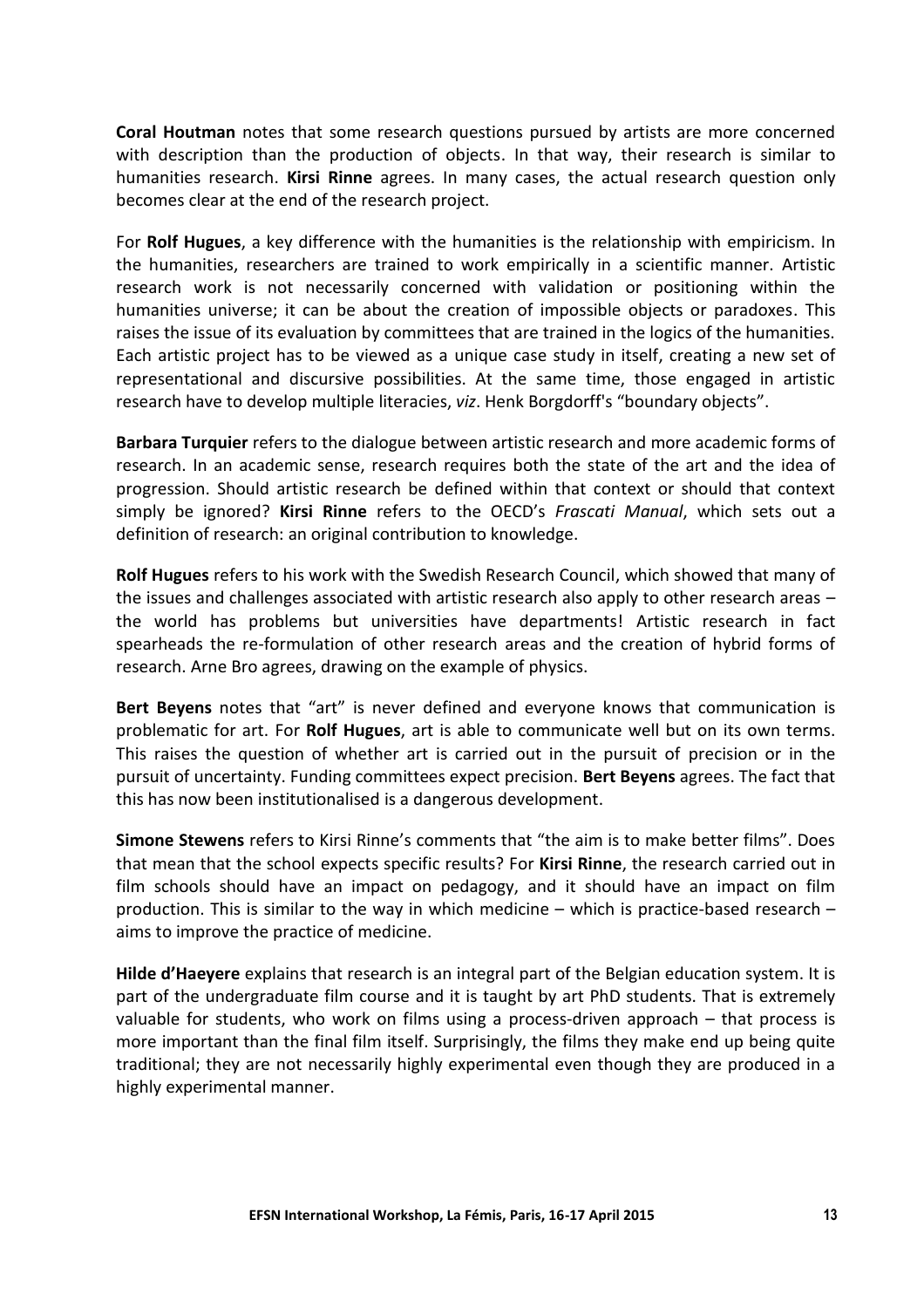**Coral Houtman** notes that some research questions pursued by artists are more concerned with description than the production of objects. In that way, their research is similar to humanities research. **Kirsi Rinne** agrees. In many cases, the actual research question only becomes clear at the end of the research project.

For **Rolf Hugues**, a key difference with the humanities is the relationship with empiricism. In the humanities, researchers are trained to work empirically in a scientific manner. Artistic research work is not necessarily concerned with validation or positioning within the humanities universe; it can be about the creation of impossible objects or paradoxes. This raises the issue of its evaluation by committees that are trained in the logics of the humanities. Each artistic project has to be viewed as a unique case study in itself, creating a new set of representational and discursive possibilities. At the same time, those engaged in artistic research have to develop multiple literacies, *viz*. Henk Borgdorff's "boundary objects".

**Barbara Turquier** refers to the dialogue between artistic research and more academic forms of research. In an academic sense, research requires both the state of the art and the idea of progression. Should artistic research be defined within that context or should that context simply be ignored? **Kirsi Rinne** refers to the OECD's *Frascati Manual*, which sets out a definition of research: an original contribution to knowledge.

**Rolf Hugues** refers to his work with the Swedish Research Council, which showed that many of the issues and challenges associated with artistic research also apply to other research areas – the world has problems but universities have departments! Artistic research in fact spearheads the re-formulation of other research areas and the creation of hybrid forms of research. Arne Bro agrees, drawing on the example of physics.

**Bert Beyens** notes that "art" is never defined and everyone knows that communication is problematic for art. For **Rolf Hugues**, art is able to communicate well but on its own terms. This raises the question of whether art is carried out in the pursuit of precision or in the pursuit of uncertainty. Funding committees expect precision. **Bert Beyens** agrees. The fact that this has now been institutionalised is a dangerous development.

**Simone Stewens** refers to Kirsi Rinne's comments that "the aim is to make better films". Does that mean that the school expects specific results? For **Kirsi Rinne**, the research carried out in film schools should have an impact on pedagogy, and it should have an impact on film production. This is similar to the way in which medicine – which is practice-based research – aims to improve the practice of medicine.

**Hilde d'Haeyere** explains that research is an integral part of the Belgian education system. It is part of the undergraduate film course and it is taught by art PhD students. That is extremely valuable for students, who work on films using a process-driven approach – that process is more important than the final film itself. Surprisingly, the films they make end up being quite traditional; they are not necessarily highly experimental even though they are produced in a highly experimental manner.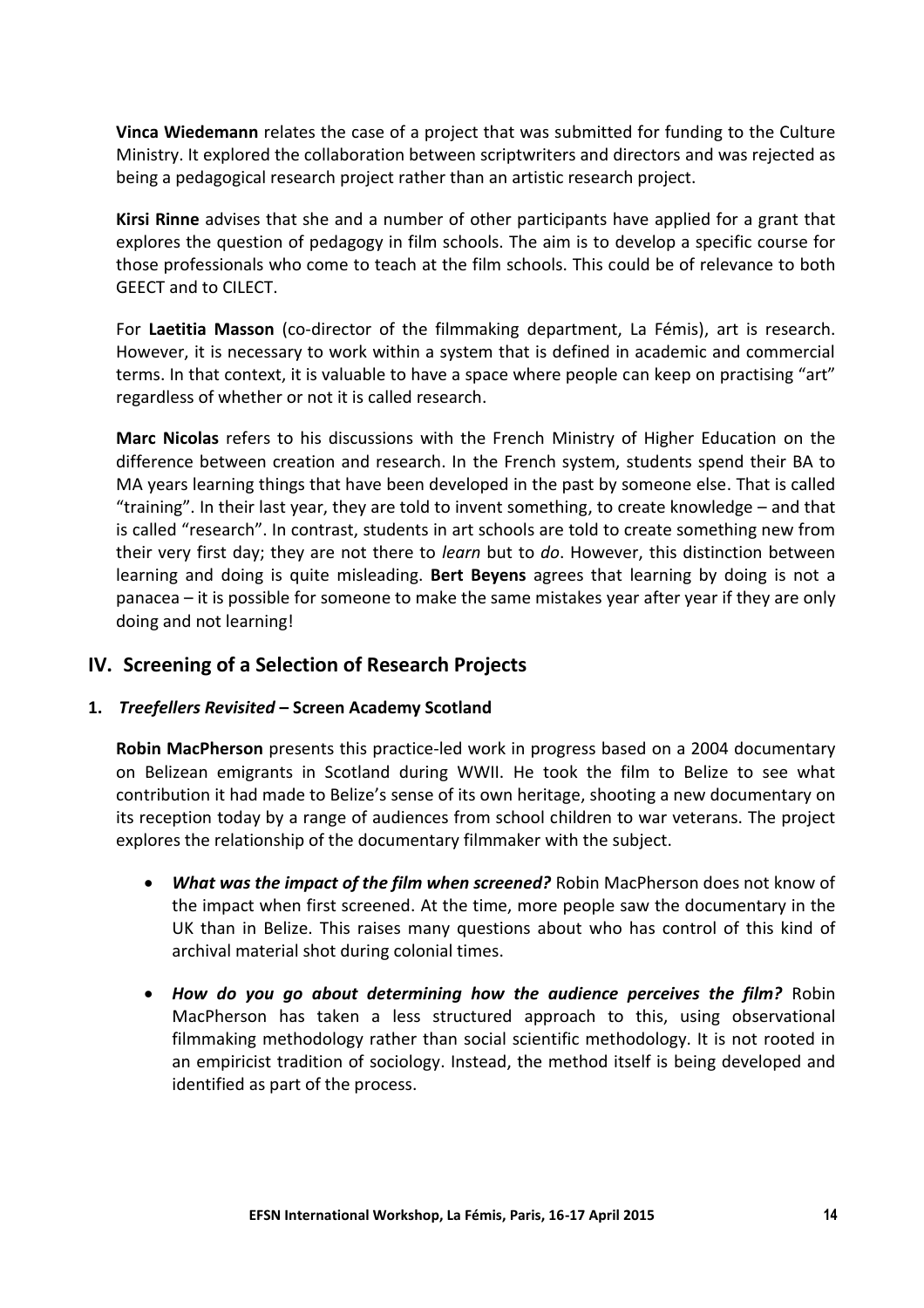**Vinca Wiedemann** relates the case of a project that was submitted for funding to the Culture Ministry. It explored the collaboration between scriptwriters and directors and was rejected as being a pedagogical research project rather than an artistic research project.

**Kirsi Rinne** advises that she and a number of other participants have applied for a grant that explores the question of pedagogy in film schools. The aim is to develop a specific course for those professionals who come to teach at the film schools. This could be of relevance to both GEECT and to CILECT.

For **Laetitia Masson** (co-director of the filmmaking department, La Fémis), art is research. However, it is necessary to work within a system that is defined in academic and commercial terms. In that context, it is valuable to have a space where people can keep on practising "art" regardless of whether or not it is called research.

**Marc Nicolas** refers to his discussions with the French Ministry of Higher Education on the difference between creation and research. In the French system, students spend their BA to MA years learning things that have been developed in the past by someone else. That is called "training". In their last year, they are told to invent something, to create knowledge – and that is called "research". In contrast, students in art schools are told to create something new from their very first day; they are not there to *learn* but to *do*. However, this distinction between learning and doing is quite misleading. **Bert Beyens** agrees that learning by doing is not a panacea – it is possible for someone to make the same mistakes year after year if they are only doing and not learning!

## IV. Screening of a Selection of Research Projects

### 1. *Treefellers Revisited* – Screen Academy Scotland

**Robin MacPherson** presents this practice-led work in progress based on a 2004 documentary on Belizean emigrants in Scotland during WWII. He took the film to Belize to see what contribution it had made to Belize's sense of its own heritage, shooting a new documentary on its reception today by a range of audiences from school children to war veterans. The project explores the relationship of the documentary filmmaker with the subject.

- ***What was the impact of the film when screened?*** Robin MacPherson does not know of the impact when first screened. At the time, more people saw the documentary in the UK than in Belize. This raises many questions about who has control of this kind of archival material shot during colonial times.

- ***How do you go about determining how the audience perceives the film?*** Robin MacPherson has taken a less structured approach to this, using observational filmmaking methodology rather than social scientific methodology. It is not rooted in an empiricist tradition of sociology. Instead, the method itself is being developed and identified as part of the process.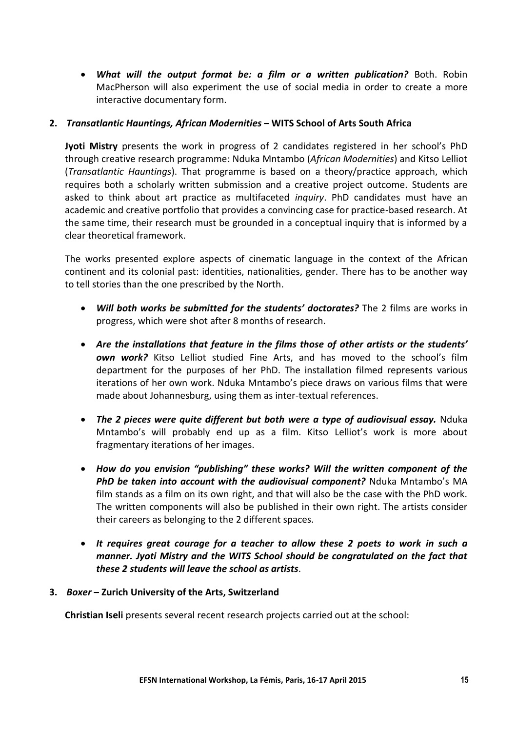- ***What will the output format be: a film or a written publication?*** Both. Robin MacPherson will also experiment the use of social media in order to create a more interactive documentary form.

**2. *Transatlantic Hauntings, African Modernities* – WITS School of Arts South Africa**

**Jyoti Mistry** presents the work in progress of 2 candidates registered in her school's PhD through creative research programme: Nduka Mntambo (*African Modernities*) and Kitso Lelliot (*Transatlantic Hauntings*). That programme is based on a theory/practice approach, which requires both a scholarly written submission and a creative project outcome. Students are asked to think about art practice as multifaceted *inquiry*. PhD candidates must have an academic and creative portfolio that provides a convincing case for practice-based research. At the same time, their research must be grounded in a conceptual inquiry that is informed by a clear theoretical framework.

The works presented explore aspects of cinematic language in the context of the African continent and its colonial past: identities, nationalities, gender. There has to be another way to tell stories than the one prescribed by the North.

- ***Will both works be submitted for the students' doctorates?*** The 2 films are works in progress, which were shot after 8 months of research.
- ***Are the installations that feature in the films those of other artists or the students' own work?*** Kitso Lelliot studied Fine Arts, and has moved to the school's film department for the purposes of her PhD. The installation filmed represents various iterations of her own work. Nduka Mntambo's piece draws on various films that were made about Johannesburg, using them as inter-textual references.
- ***The 2 pieces were quite different but both were a type of audiovisual essay.*** Nduka Mntambo's will probably end up as a film. Kitso Lelliot's work is more about fragmentary iterations of her images.
- ***How do you envision "publishing" these works? Will the written component of the PhD be taken into account with the audiovisual component?*** Nduka Mntambo's MA film stands as a film on its own right, and that will also be the case with the PhD work. The written components will also be published in their own right. The artists consider their careers as belonging to the 2 different spaces.
- ***It requires great courage for a teacher to allow these 2 poets to work in such a manner. Jyoti Mistry and the WITS School should be congratulated on the fact that these 2 students will leave the school as artists***.

**3. *Boxer* – Zurich University of the Arts, Switzerland**

**Christian Iseli** presents several recent research projects carried out at the school: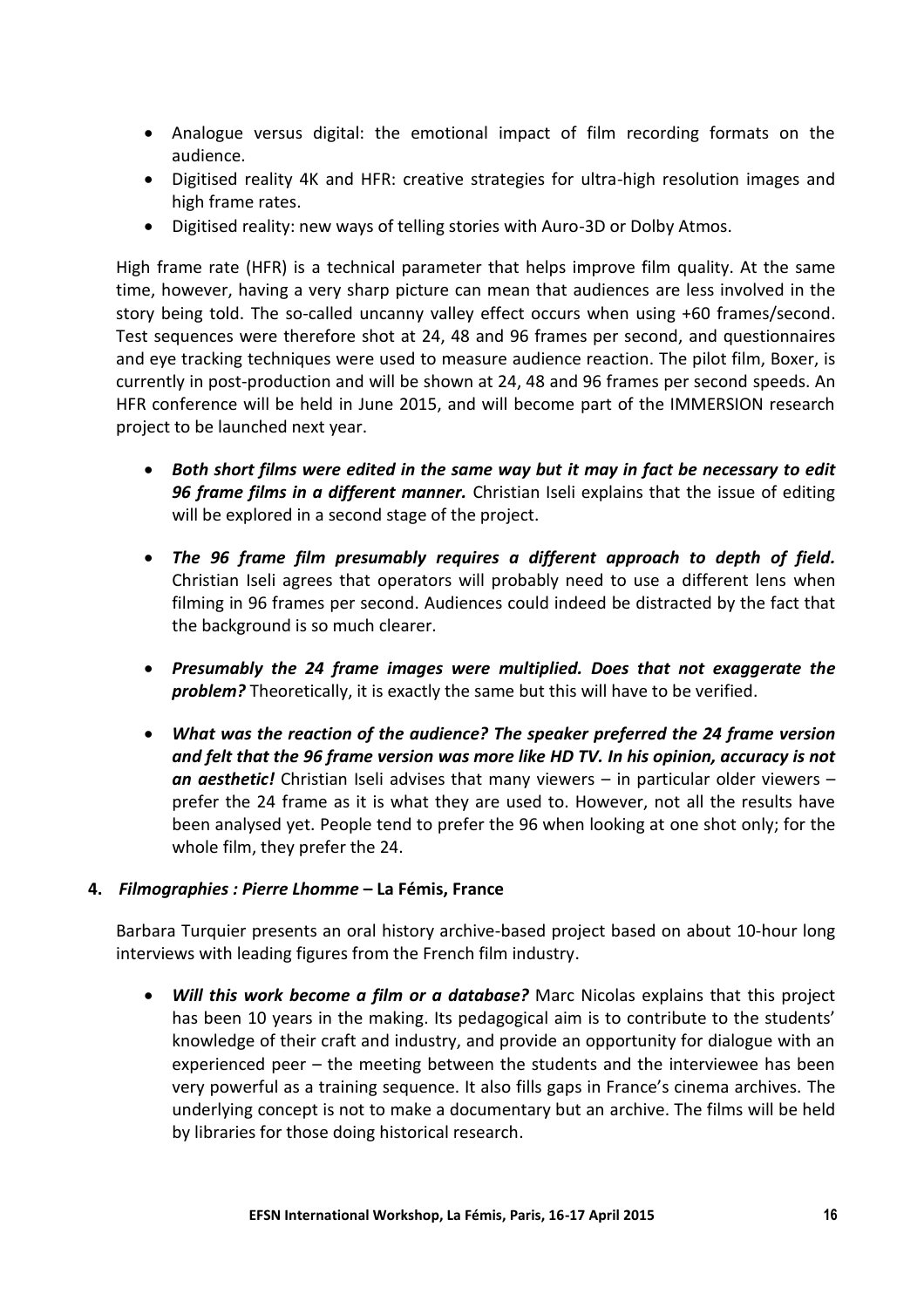- Analogue versus digital: the emotional impact of film recording formats on the audience.
- Digitised reality 4K and HFR: creative strategies for ultra-high resolution images and high frame rates.
- Digitised reality: new ways of telling stories with Auro-3D or Dolby Atmos.

High frame rate (HFR) is a technical parameter that helps improve film quality. At the same time, however, having a very sharp picture can mean that audiences are less involved in the story being told. The so-called uncanny valley effect occurs when using +60 frames/second. Test sequences were therefore shot at 24, 48 and 96 frames per second, and questionnaires and eye tracking techniques were used to measure audience reaction. The pilot film, Boxer, is currently in post-production and will be shown at 24, 48 and 96 frames per second speeds. An HFR conference will be held in June 2015, and will become part of the IMMERSION research project to be launched next year.

- ***Both short films were edited in the same way but it may in fact be necessary to edit 96 frame films in a different manner.*** Christian Iseli explains that the issue of editing will be explored in a second stage of the project.

- ***The 96 frame film presumably requires a different approach to depth of field.*** Christian Iseli agrees that operators will probably need to use a different lens when filming in 96 frames per second. Audiences could indeed be distracted by the fact that the background is so much clearer.

- ***Presumably the 24 frame images were multiplied. Does that not exaggerate the problem?*** Theoretically, it is exactly the same but this will have to be verified.

- ***What was the reaction of the audience? The speaker preferred the 24 frame version and felt that the 96 frame version was more like HD TV. In his opinion, accuracy is not an aesthetic!*** Christian Iseli advises that many viewers – in particular older viewers – prefer the 24 frame as it is what they are used to. However, not all the results have been analysed yet. People tend to prefer the 96 when looking at one shot only; for the whole film, they prefer the 24.

**4. *Filmographies : Pierre Lhomme* – La Fémis, France**

Barbara Turquier presents an oral history archive-based project based on about 10-hour long interviews with leading figures from the French film industry.

- ***Will this work become a film or a database?*** Marc Nicolas explains that this project has been 10 years in the making. Its pedagogical aim is to contribute to the students' knowledge of their craft and industry, and provide an opportunity for dialogue with an experienced peer – the meeting between the students and the interviewee has been very powerful as a training sequence. It also fills gaps in France's cinema archives. The underlying concept is not to make a documentary but an archive. The films will be held by libraries for those doing historical research.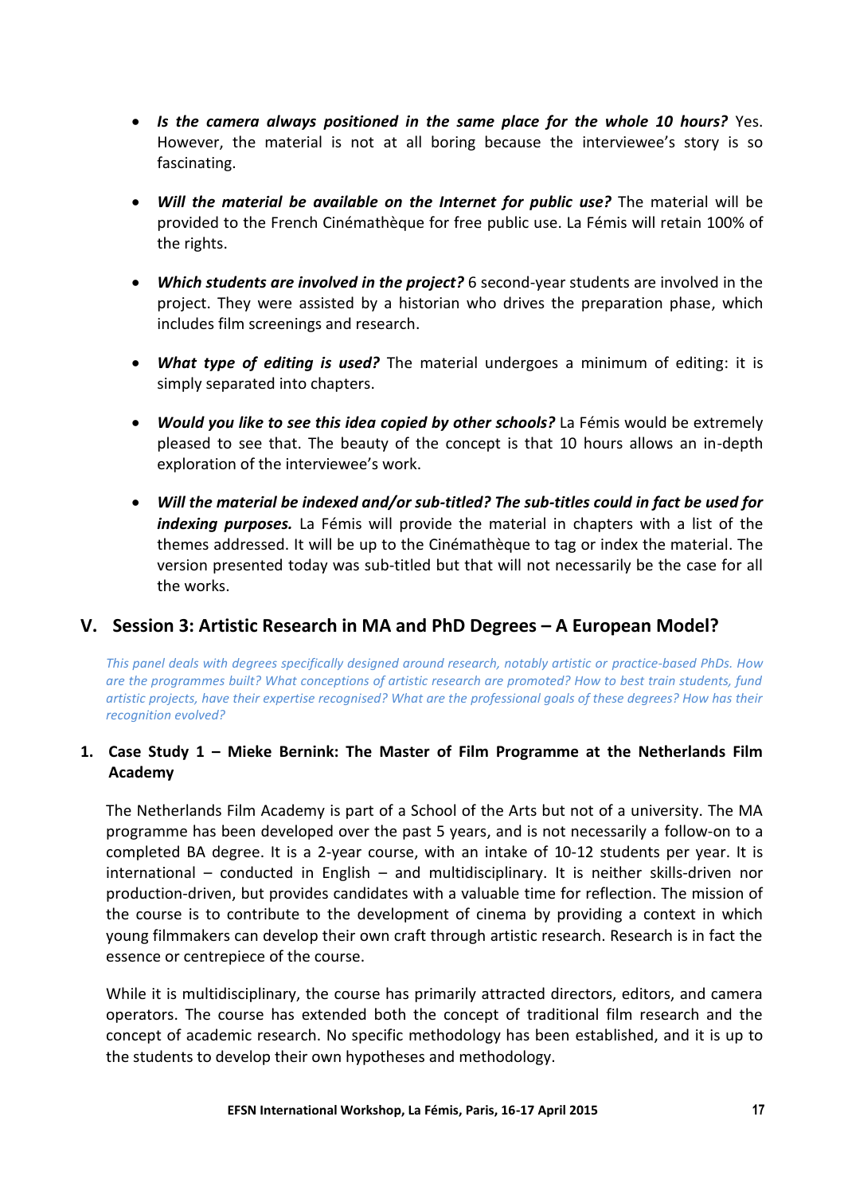- ***Is the camera always positioned in the same place for the whole 10 hours?*** Yes. However, the material is not at all boring because the interviewee's story is so fascinating.

- ***Will the material be available on the Internet for public use?*** The material will be provided to the French Cinémathèque for free public use. La Fémis will retain 100% of the rights.

- ***Which students are involved in the project?*** 6 second-year students are involved in the project. They were assisted by a historian who drives the preparation phase, which includes film screenings and research.

- ***What type of editing is used?*** The material undergoes a minimum of editing: it is simply separated into chapters.

- ***Would you like to see this idea copied by other schools?*** La Fémis would be extremely pleased to see that. The beauty of the concept is that 10 hours allows an in-depth exploration of the interviewee's work.

- ***Will the material be indexed and/or sub-titled? The sub-titles could in fact be used for indexing purposes.*** La Fémis will provide the material in chapters with a list of the themes addressed. It will be up to the Cinémathèque to tag or index the material. The version presented today was sub-titled but that will not necessarily be the case for all the works.

## V. Session 3: Artistic Research in MA and PhD Degrees – A European Model?

*This panel deals with degrees specifically designed around research, notably artistic or practice-based PhDs. How are the programmes built? What conceptions of artistic research are promoted? How to best train students, fund artistic projects, have their expertise recognised? What are the professional goals of these degrees? How has their recognition evolved?*

### 1. Case Study 1 – Mieke Bernink: The Master of Film Programme at the Netherlands Film Academy

The Netherlands Film Academy is part of a School of the Arts but not of a university. The MA programme has been developed over the past 5 years, and is not necessarily a follow-on to a completed BA degree. It is a 2-year course, with an intake of 10-12 students per year. It is international – conducted in English – and multidisciplinary. It is neither skills-driven nor production-driven, but provides candidates with a valuable time for reflection. The mission of the course is to contribute to the development of cinema by providing a context in which young filmmakers can develop their own craft through artistic research. Research is in fact the essence or centrepiece of the course.

While it is multidisciplinary, the course has primarily attracted directors, editors, and camera operators. The course has extended both the concept of traditional film research and the concept of academic research. No specific methodology has been established, and it is up to the students to develop their own hypotheses and methodology.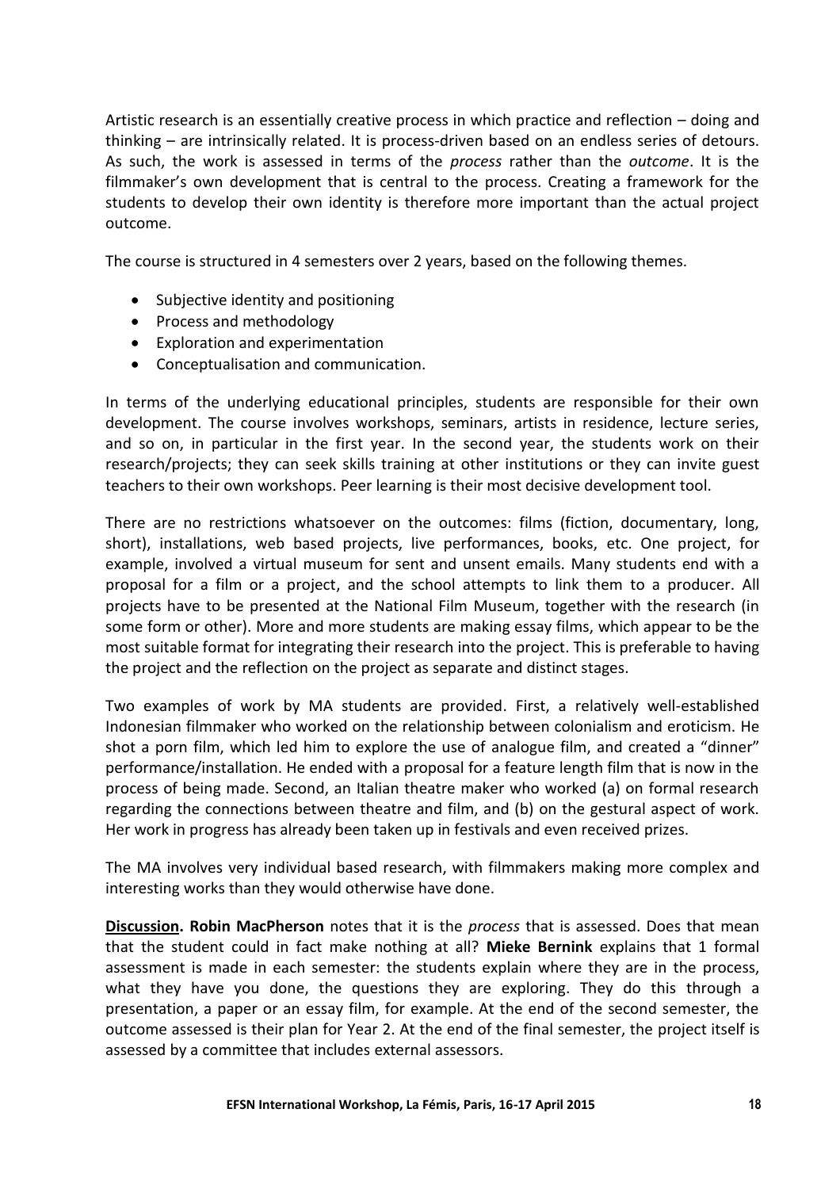Artistic research is an essentially creative process in which practice and reflection – doing and thinking – are intrinsically related. It is process-driven based on an endless series of detours. As such, the work is assessed in terms of the *process* rather than the *outcome*. It is the filmmaker's own development that is central to the process. Creating a framework for the students to develop their own identity is therefore more important than the actual project outcome.

The course is structured in 4 semesters over 2 years, based on the following themes.

- Subjective identity and positioning
- Process and methodology
- Exploration and experimentation
- Conceptualisation and communication.

In terms of the underlying educational principles, students are responsible for their own development. The course involves workshops, seminars, artists in residence, lecture series, and so on, in particular in the first year. In the second year, the students work on their research/projects; they can seek skills training at other institutions or they can invite guest teachers to their own workshops. Peer learning is their most decisive development tool.

There are no restrictions whatsoever on the outcomes: films (fiction, documentary, long, short), installations, web based projects, live performances, books, etc. One project, for example, involved a virtual museum for sent and unsent emails. Many students end with a proposal for a film or a project, and the school attempts to link them to a producer. All projects have to be presented at the National Film Museum, together with the research (in some form or other). More and more students are making essay films, which appear to be the most suitable format for integrating their research into the project. This is preferable to having the project and the reflection on the project as separate and distinct stages.

Two examples of work by MA students are provided. First, a relatively well-established Indonesian filmmaker who worked on the relationship between colonialism and eroticism. He shot a porn film, which led him to explore the use of analogue film, and created a "dinner" performance/installation. He ended with a proposal for a feature length film that is now in the process of being made. Second, an Italian theatre maker who worked (a) on formal research regarding the connections between theatre and film, and (b) on the gestural aspect of work. Her work in progress has already been taken up in festivals and even received prizes.

The MA involves very individual based research, with filmmakers making more complex and interesting works than they would otherwise have done.

**Discussion. Robin MacPherson** notes that it is the *process* that is assessed. Does that mean that the student could in fact make nothing at all? **Mieke Bernink** explains that 1 formal assessment is made in each semester: the students explain where they are in the process, what they have you done, the questions they are exploring. They do this through a presentation, a paper or an essay film, for example. At the end of the second semester, the outcome assessed is their plan for Year 2. At the end of the final semester, the project itself is assessed by a committee that includes external assessors.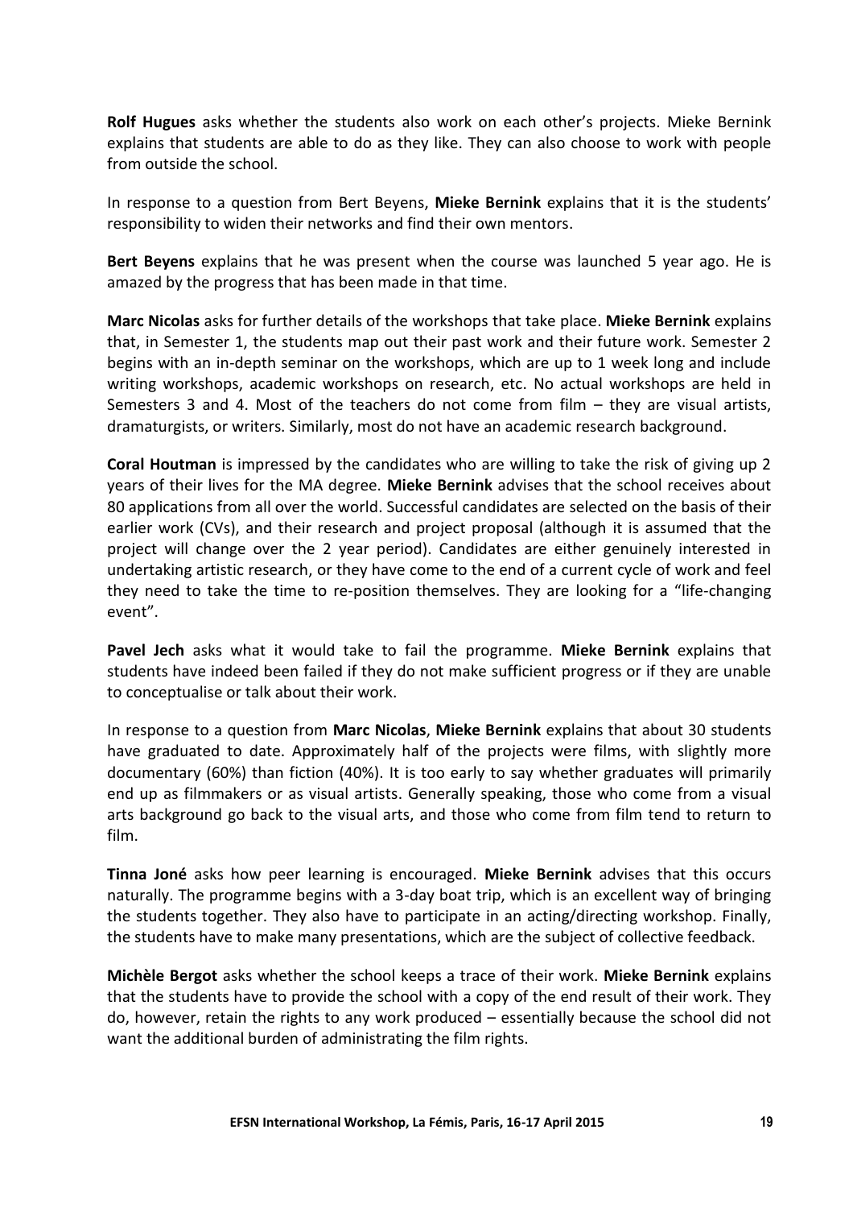**Rolf Hugues** asks whether the students also work on each other's projects. Mieke Bernink explains that students are able to do as they like. They can also choose to work with people from outside the school.

In response to a question from Bert Beyens, **Mieke Bernink** explains that it is the students' responsibility to widen their networks and find their own mentors.

**Bert Beyens** explains that he was present when the course was launched 5 year ago. He is amazed by the progress that has been made in that time.

**Marc Nicolas** asks for further details of the workshops that take place. **Mieke Bernink** explains that, in Semester 1, the students map out their past work and their future work. Semester 2 begins with an in-depth seminar on the workshops, which are up to 1 week long and include writing workshops, academic workshops on research, etc. No actual workshops are held in Semesters 3 and 4. Most of the teachers do not come from film – they are visual artists, dramaturgists, or writers. Similarly, most do not have an academic research background.

**Coral Houtman** is impressed by the candidates who are willing to take the risk of giving up 2 years of their lives for the MA degree. **Mieke Bernink** advises that the school receives about 80 applications from all over the world. Successful candidates are selected on the basis of their earlier work (CVs), and their research and project proposal (although it is assumed that the project will change over the 2 year period). Candidates are either genuinely interested in undertaking artistic research, or they have come to the end of a current cycle of work and feel they need to take the time to re-position themselves. They are looking for a "life-changing event".

**Pavel Jech** asks what it would take to fail the programme. **Mieke Bernink** explains that students have indeed been failed if they do not make sufficient progress or if they are unable to conceptualise or talk about their work.

In response to a question from **Marc Nicolas**, **Mieke Bernink** explains that about 30 students have graduated to date. Approximately half of the projects were films, with slightly more documentary (60%) than fiction (40%). It is too early to say whether graduates will primarily end up as filmmakers or as visual artists. Generally speaking, those who come from a visual arts background go back to the visual arts, and those who come from film tend to return to film.

**Tinna Joné** asks how peer learning is encouraged. **Mieke Bernink** advises that this occurs naturally. The programme begins with a 3-day boat trip, which is an excellent way of bringing the students together. They also have to participate in an acting/directing workshop. Finally, the students have to make many presentations, which are the subject of collective feedback.

**Michèle Bergot** asks whether the school keeps a trace of their work. **Mieke Bernink** explains that the students have to provide the school with a copy of the end result of their work. They do, however, retain the rights to any work produced – essentially because the school did not want the additional burden of administrating the film rights.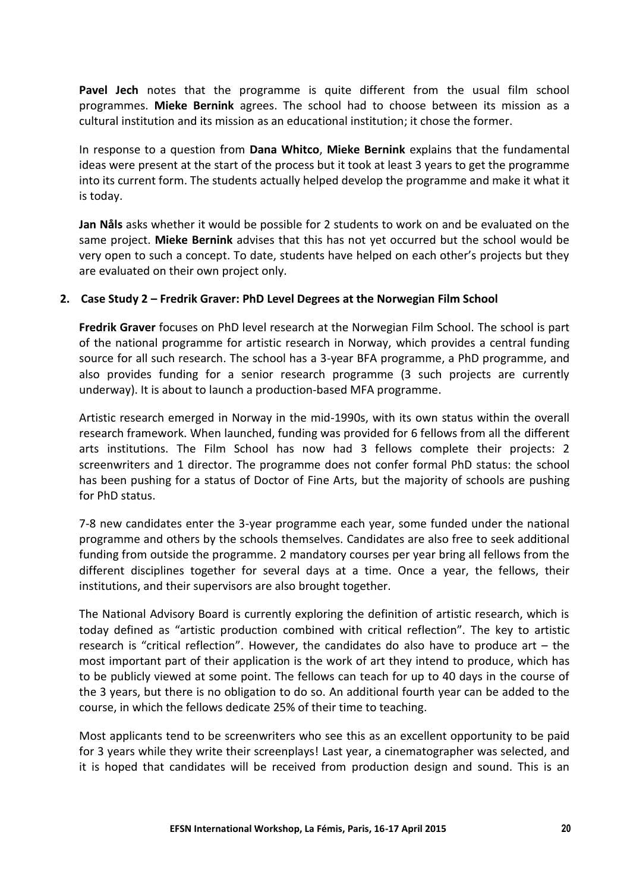**Pavel Jech** notes that the programme is quite different from the usual film school programmes. **Mieke Bernink** agrees. The school had to choose between its mission as a cultural institution and its mission as an educational institution; it chose the former.

In response to a question from **Dana Whitco**, **Mieke Bernink** explains that the fundamental ideas were present at the start of the process but it took at least 3 years to get the programme into its current form. The students actually helped develop the programme and make it what it is today.

**Jan Nåls** asks whether it would be possible for 2 students to work on and be evaluated on the same project. **Mieke Bernink** advises that this has not yet occurred but the school would be very open to such a concept. To date, students have helped on each other's projects but they are evaluated on their own project only.

## 2. Case Study 2 – Fredrik Graver: PhD Level Degrees at the Norwegian Film School

**Fredrik Graver** focuses on PhD level research at the Norwegian Film School. The school is part of the national programme for artistic research in Norway, which provides a central funding source for all such research. The school has a 3-year BFA programme, a PhD programme, and also provides funding for a senior research programme (3 such projects are currently underway). It is about to launch a production-based MFA programme.

Artistic research emerged in Norway in the mid-1990s, with its own status within the overall research framework. When launched, funding was provided for 6 fellows from all the different arts institutions. The Film School has now had 3 fellows complete their projects: 2 screenwriters and 1 director. The programme does not confer formal PhD status: the school has been pushing for a status of Doctor of Fine Arts, but the majority of schools are pushing for PhD status.

7-8 new candidates enter the 3-year programme each year, some funded under the national programme and others by the schools themselves. Candidates are also free to seek additional funding from outside the programme. 2 mandatory courses per year bring all fellows from the different disciplines together for several days at a time. Once a year, the fellows, their institutions, and their supervisors are also brought together.

The National Advisory Board is currently exploring the definition of artistic research, which is today defined as "artistic production combined with critical reflection". The key to artistic research is "critical reflection". However, the candidates do also have to produce art – the most important part of their application is the work of art they intend to produce, which has to be publicly viewed at some point. The fellows can teach for up to 40 days in the course of the 3 years, but there is no obligation to do so. An additional fourth year can be added to the course, in which the fellows dedicate 25% of their time to teaching.

Most applicants tend to be screenwriters who see this as an excellent opportunity to be paid for 3 years while they write their screenplays! Last year, a cinematographer was selected, and it is hoped that candidates will be received from production design and sound. This is an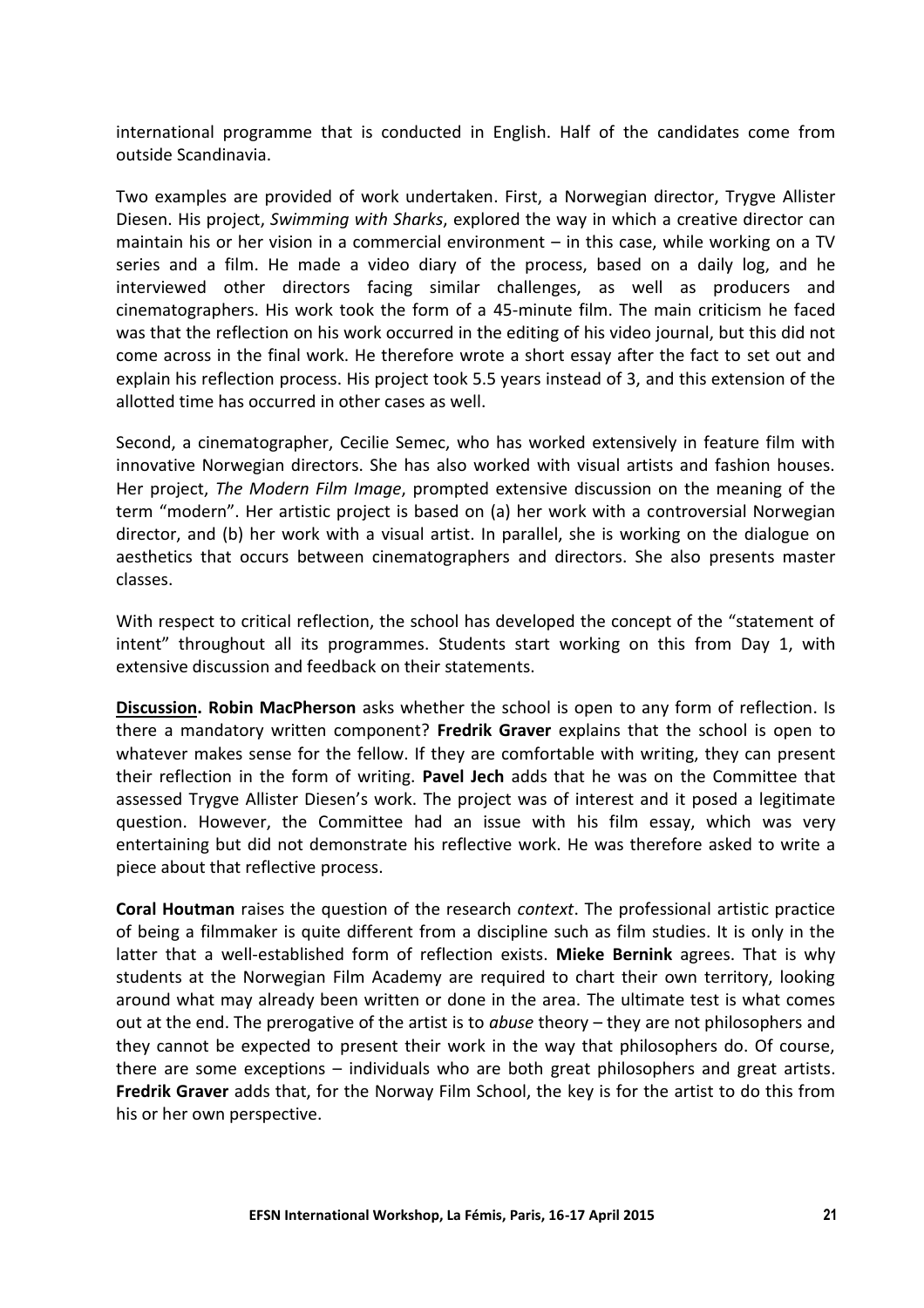international programme that is conducted in English. Half of the candidates come from outside Scandinavia.

Two examples are provided of work undertaken. First, a Norwegian director, Trygve Allister Diesen. His project, *Swimming with Sharks*, explored the way in which a creative director can maintain his or her vision in a commercial environment – in this case, while working on a TV series and a film. He made a video diary of the process, based on a daily log, and he interviewed other directors facing similar challenges, as well as producers and cinematographers. His work took the form of a 45-minute film. The main criticism he faced was that the reflection on his work occurred in the editing of his video journal, but this did not come across in the final work. He therefore wrote a short essay after the fact to set out and explain his reflection process. His project took 5.5 years instead of 3, and this extension of the allotted time has occurred in other cases as well.

Second, a cinematographer, Cecilie Semec, who has worked extensively in feature film with innovative Norwegian directors. She has also worked with visual artists and fashion houses. Her project, *The Modern Film Image*, prompted extensive discussion on the meaning of the term "modern". Her artistic project is based on (a) her work with a controversial Norwegian director, and (b) her work with a visual artist. In parallel, she is working on the dialogue on aesthetics that occurs between cinematographers and directors. She also presents master classes.

With respect to critical reflection, the school has developed the concept of the "statement of intent" throughout all its programmes. Students start working on this from Day 1, with extensive discussion and feedback on their statements.

**Discussion. Robin MacPherson** asks whether the school is open to any form of reflection. Is there a mandatory written component? **Fredrik Graver** explains that the school is open to whatever makes sense for the fellow. If they are comfortable with writing, they can present their reflection in the form of writing. **Pavel Jech** adds that he was on the Committee that assessed Trygve Allister Diesen's work. The project was of interest and it posed a legitimate question. However, the Committee had an issue with his film essay, which was very entertaining but did not demonstrate his reflective work. He was therefore asked to write a piece about that reflective process.

**Coral Houtman** raises the question of the research *context*. The professional artistic practice of being a filmmaker is quite different from a discipline such as film studies. It is only in the latter that a well-established form of reflection exists. **Mieke Bernink** agrees. That is why students at the Norwegian Film Academy are required to chart their own territory, looking around what may already been written or done in the area. The ultimate test is what comes out at the end. The prerogative of the artist is to *abuse* theory – they are not philosophers and they cannot be expected to present their work in the way that philosophers do. Of course, there are some exceptions – individuals who are both great philosophers and great artists. **Fredrik Graver** adds that, for the Norway Film School, the key is for the artist to do this from his or her own perspective.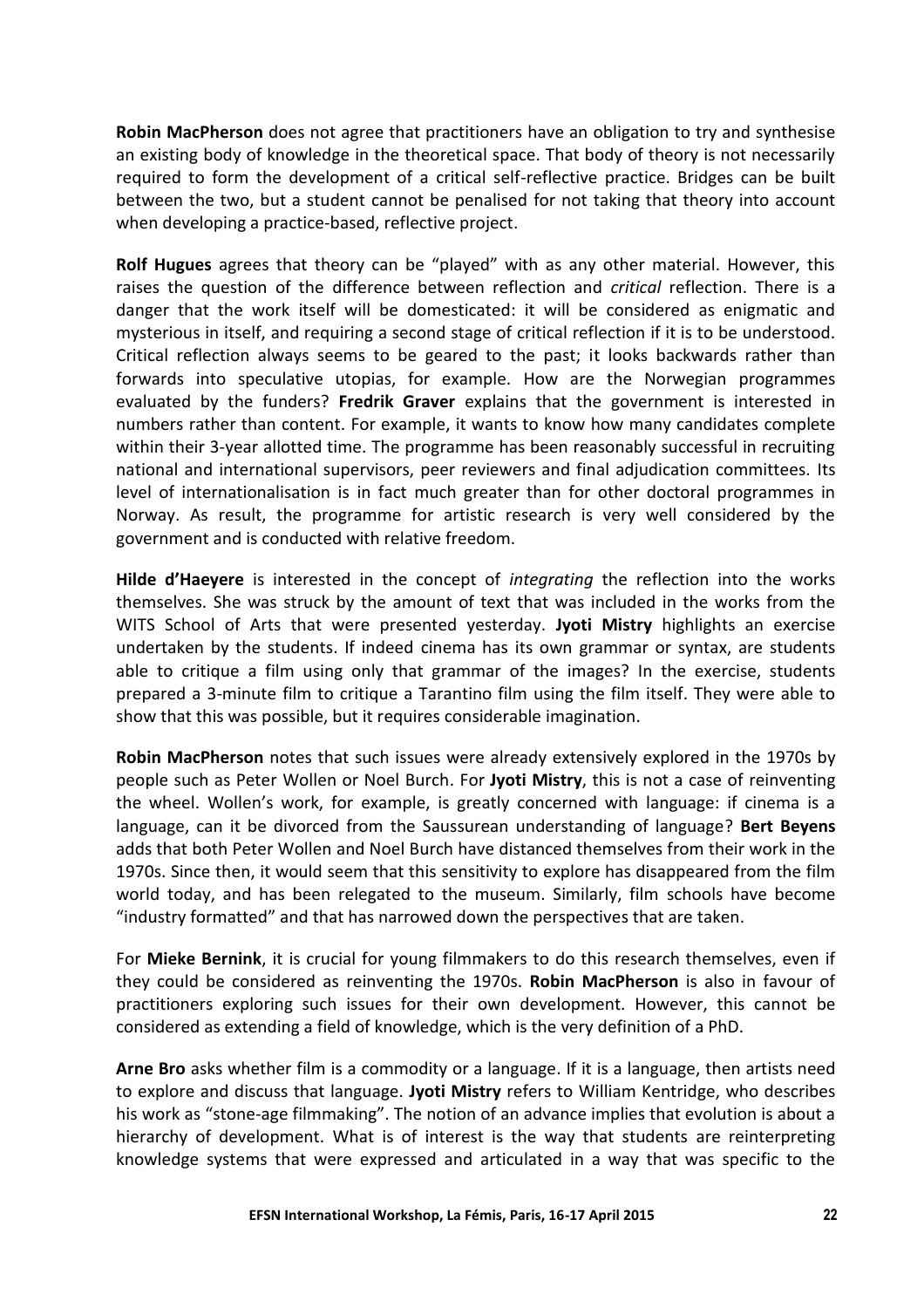**Robin MacPherson** does not agree that practitioners have an obligation to try and synthesise an existing body of knowledge in the theoretical space. That body of theory is not necessarily required to form the development of a critical self-reflective practice. Bridges can be built between the two, but a student cannot be penalised for not taking that theory into account when developing a practice-based, reflective project.

**Rolf Hugues** agrees that theory can be "played" with as any other material. However, this raises the question of the difference between reflection and *critical* reflection. There is a danger that the work itself will be domesticated: it will be considered as enigmatic and mysterious in itself, and requiring a second stage of critical reflection if it is to be understood. Critical reflection always seems to be geared to the past; it looks backwards rather than forwards into speculative utopias, for example. How are the Norwegian programmes evaluated by the funders? **Fredrik Graver** explains that the government is interested in numbers rather than content. For example, it wants to know how many candidates complete within their 3-year allotted time. The programme has been reasonably successful in recruiting national and international supervisors, peer reviewers and final adjudication committees. Its level of internationalisation is in fact much greater than for other doctoral programmes in Norway. As result, the programme for artistic research is very well considered by the government and is conducted with relative freedom.

**Hilde d'Haeyere** is interested in the concept of *integrating* the reflection into the works themselves. She was struck by the amount of text that was included in the works from the WITS School of Arts that were presented yesterday. **Jyoti Mistry** highlights an exercise undertaken by the students. If indeed cinema has its own grammar or syntax, are students able to critique a film using only that grammar of the images? In the exercise, students prepared a 3-minute film to critique a Tarantino film using the film itself. They were able to show that this was possible, but it requires considerable imagination.

**Robin MacPherson** notes that such issues were already extensively explored in the 1970s by people such as Peter Wollen or Noel Burch. For **Jyoti Mistry**, this is not a case of reinventing the wheel. Wollen's work, for example, is greatly concerned with language: if cinema is a language, can it be divorced from the Saussurean understanding of language? **Bert Beyens** adds that both Peter Wollen and Noel Burch have distanced themselves from their work in the 1970s. Since then, it would seem that this sensitivity to explore has disappeared from the film world today, and has been relegated to the museum. Similarly, film schools have become "industry formatted" and that has narrowed down the perspectives that are taken.

For **Mieke Bernink**, it is crucial for young filmmakers to do this research themselves, even if they could be considered as reinventing the 1970s. **Robin MacPherson** is also in favour of practitioners exploring such issues for their own development. However, this cannot be considered as extending a field of knowledge, which is the very definition of a PhD.

**Arne Bro** asks whether film is a commodity or a language. If it is a language, then artists need to explore and discuss that language. **Jyoti Mistry** refers to William Kentridge, who describes his work as "stone-age filmmaking". The notion of an advance implies that evolution is about a hierarchy of development. What is of interest is the way that students are reinterpreting knowledge systems that were expressed and articulated in a way that was specific to the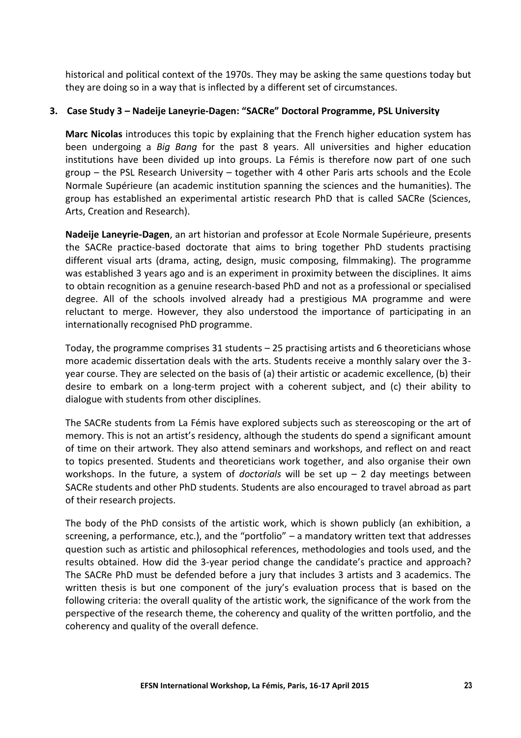historical and political context of the 1970s. They may be asking the same questions today but they are doing so in a way that is inflected by a different set of circumstances.

### 3. Case Study 3 – Nadeije Laneyrie-Dagen: "SACRe" Doctoral Programme, PSL University

**Marc Nicolas** introduces this topic by explaining that the French higher education system has been undergoing a *Big Bang* for the past 8 years. All universities and higher education institutions have been divided up into groups. La Fémis is therefore now part of one such group – the PSL Research University – together with 4 other Paris arts schools and the Ecole Normale Supérieure (an academic institution spanning the sciences and the humanities). The group has established an experimental artistic research PhD that is called SACRe (Sciences, Arts, Creation and Research).

**Nadeije Laneyrie-Dagen**, an art historian and professor at Ecole Normale Supérieure, presents the SACRe practice-based doctorate that aims to bring together PhD students practising different visual arts (drama, acting, design, music composing, filmmaking). The programme was established 3 years ago and is an experiment in proximity between the disciplines. It aims to obtain recognition as a genuine research-based PhD and not as a professional or specialised degree. All of the schools involved already had a prestigious MA programme and were reluctant to merge. However, they also understood the importance of participating in an internationally recognised PhD programme.

Today, the programme comprises 31 students – 25 practising artists and 6 theoreticians whose more academic dissertation deals with the arts. Students receive a monthly salary over the 3-year course. They are selected on the basis of (a) their artistic or academic excellence, (b) their desire to embark on a long-term project with a coherent subject, and (c) their ability to dialogue with students from other disciplines.

The SACRe students from La Fémis have explored subjects such as stereoscoping or the art of memory. This is not an artist's residency, although the students do spend a significant amount of time on their artwork. They also attend seminars and workshops, and reflect on and react to topics presented. Students and theoreticians work together, and also organise their own workshops. In the future, a system of *doctorials* will be set up – 2 day meetings between SACRe students and other PhD students. Students are also encouraged to travel abroad as part of their research projects.

The body of the PhD consists of the artistic work, which is shown publicly (an exhibition, a screening, a performance, etc.), and the "portfolio" – a mandatory written text that addresses question such as artistic and philosophical references, methodologies and tools used, and the results obtained. How did the 3-year period change the candidate's practice and approach? The SACRe PhD must be defended before a jury that includes 3 artists and 3 academics. The written thesis is but one component of the jury's evaluation process that is based on the following criteria: the overall quality of the artistic work, the significance of the work from the perspective of the research theme, the coherency and quality of the written portfolio, and the coherency and quality of the overall defence.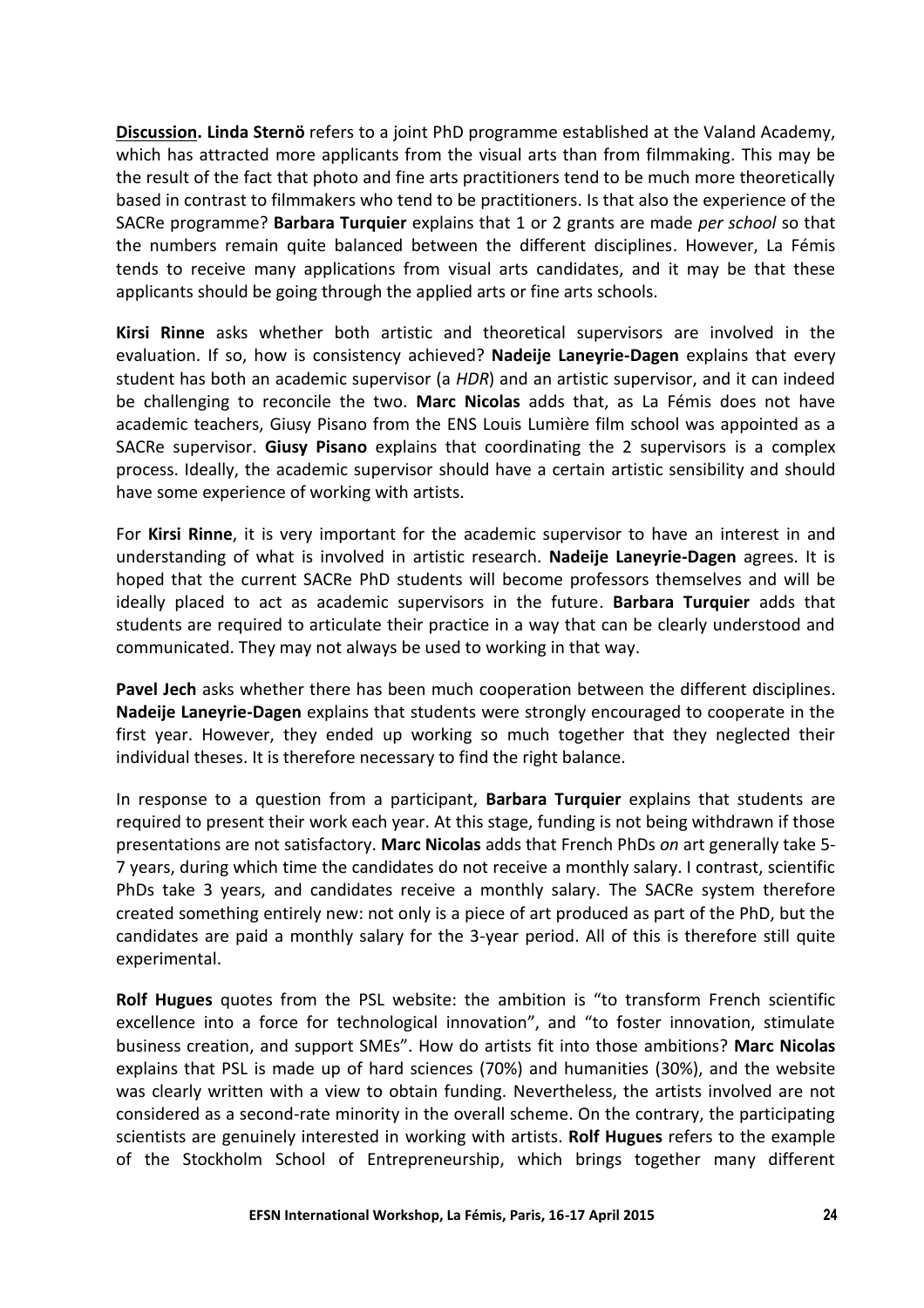**Discussion. Linda Sternö** refers to a joint PhD programme established at the Valand Academy, which has attracted more applicants from the visual arts than from filmmaking. This may be the result of the fact that photo and fine arts practitioners tend to be much more theoretically based in contrast to filmmakers who tend to be practitioners. Is that also the experience of the SACRe programme? **Barbara Turquier** explains that 1 or 2 grants are made *per school* so that the numbers remain quite balanced between the different disciplines. However, La Fémis tends to receive many applications from visual arts candidates, and it may be that these applicants should be going through the applied arts or fine arts schools.

**Kirsi Rinne** asks whether both artistic and theoretical supervisors are involved in the evaluation. If so, how is consistency achieved? **Nadeije Laneyrie-Dagen** explains that every student has both an academic supervisor (a *HDR*) and an artistic supervisor, and it can indeed be challenging to reconcile the two. **Marc Nicolas** adds that, as La Fémis does not have academic teachers, Giusy Pisano from the ENS Louis Lumière film school was appointed as a SACRe supervisor. **Giusy Pisano** explains that coordinating the 2 supervisors is a complex process. Ideally, the academic supervisor should have a certain artistic sensibility and should have some experience of working with artists.

For **Kirsi Rinne**, it is very important for the academic supervisor to have an interest in and understanding of what is involved in artistic research. **Nadeije Laneyrie-Dagen** agrees. It is hoped that the current SACRe PhD students will become professors themselves and will be ideally placed to act as academic supervisors in the future. **Barbara Turquier** adds that students are required to articulate their practice in a way that can be clearly understood and communicated. They may not always be used to working in that way.

**Pavel Jech** asks whether there has been much cooperation between the different disciplines. **Nadeije Laneyrie-Dagen** explains that students were strongly encouraged to cooperate in the first year. However, they ended up working so much together that they neglected their individual theses. It is therefore necessary to find the right balance.

In response to a question from a participant, **Barbara Turquier** explains that students are required to present their work each year. At this stage, funding is not being withdrawn if those presentations are not satisfactory. **Marc Nicolas** adds that French PhDs *on* art generally take 5-7 years, during which time the candidates do not receive a monthly salary. I contrast, scientific PhDs take 3 years, and candidates receive a monthly salary. The SACRe system therefore created something entirely new: not only is a piece of art produced as part of the PhD, but the candidates are paid a monthly salary for the 3-year period. All of this is therefore still quite experimental.

**Rolf Hugues** quotes from the PSL website: the ambition is "to transform French scientific excellence into a force for technological innovation", and "to foster innovation, stimulate business creation, and support SMEs". How do artists fit into those ambitions? **Marc Nicolas** explains that PSL is made up of hard sciences (70%) and humanities (30%), and the website was clearly written with a view to obtain funding. Nevertheless, the artists involved are not considered as a second-rate minority in the overall scheme. On the contrary, the participating scientists are genuinely interested in working with artists. **Rolf Hugues** refers to the example of the Stockholm School of Entrepreneurship, which brings together many different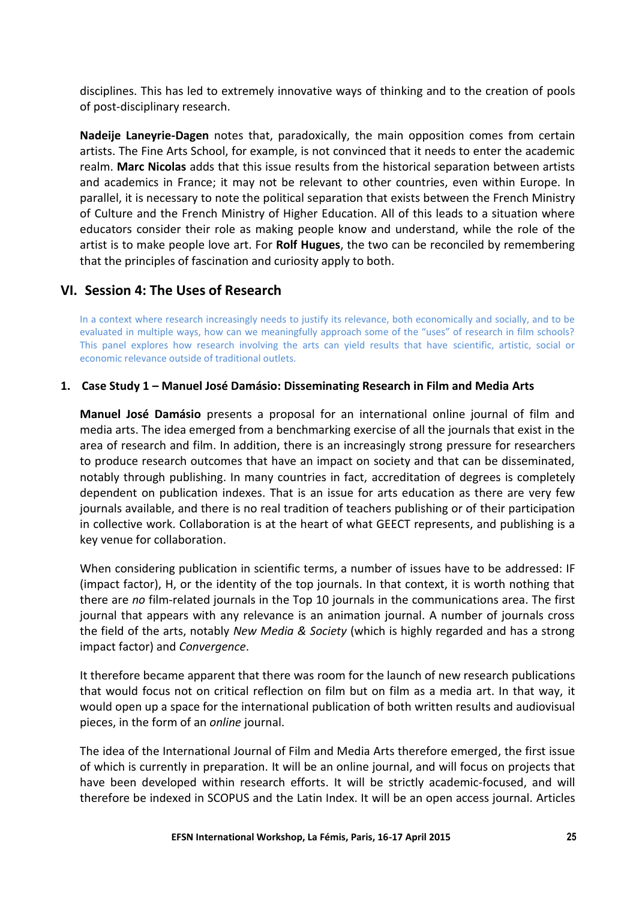disciplines. This has led to extremely innovative ways of thinking and to the creation of pools of post-disciplinary research.

**Nadeije Laneyrie-Dagen** notes that, paradoxically, the main opposition comes from certain artists. The Fine Arts School, for example, is not convinced that it needs to enter the academic realm. **Marc Nicolas** adds that this issue results from the historical separation between artists and academics in France; it may not be relevant to other countries, even within Europe. In parallel, it is necessary to note the political separation that exists between the French Ministry of Culture and the French Ministry of Higher Education. All of this leads to a situation where educators consider their role as making people know and understand, while the role of the artist is to make people love art. For **Rolf Hugues**, the two can be reconciled by remembering that the principles of fascination and curiosity apply to both.

## VI. Session 4: The Uses of Research

In a context where research increasingly needs to justify its relevance, both economically and socially, and to be evaluated in multiple ways, how can we meaningfully approach some of the "uses" of research in film schools? This panel explores how research involving the arts can yield results that have scientific, artistic, social or economic relevance outside of traditional outlets.

### 1. Case Study 1 – Manuel José Damásio: Disseminating Research in Film and Media Arts

**Manuel José Damásio** presents a proposal for an international online journal of film and media arts. The idea emerged from a benchmarking exercise of all the journals that exist in the area of research and film. In addition, there is an increasingly strong pressure for researchers to produce research outcomes that have an impact on society and that can be disseminated, notably through publishing. In many countries in fact, accreditation of degrees is completely dependent on publication indexes. That is an issue for arts education as there are very few journals available, and there is no real tradition of teachers publishing or of their participation in collective work. Collaboration is at the heart of what GEECT represents, and publishing is a key venue for collaboration.

When considering publication in scientific terms, a number of issues have to be addressed: IF (impact factor), H, or the identity of the top journals. In that context, it is worth nothing that there are *no* film-related journals in the Top 10 journals in the communications area. The first journal that appears with any relevance is an animation journal. A number of journals cross the field of the arts, notably *New Media & Society* (which is highly regarded and has a strong impact factor) and *Convergence*.

It therefore became apparent that there was room for the launch of new research publications that would focus not on critical reflection on film but on film as a media art. In that way, it would open up a space for the international publication of both written results and audiovisual pieces, in the form of an *online* journal.

The idea of the International Journal of Film and Media Arts therefore emerged, the first issue of which is currently in preparation. It will be an online journal, and will focus on projects that have been developed within research efforts. It will be strictly academic-focused, and will therefore be indexed in SCOPUS and the Latin Index. It will be an open access journal. Articles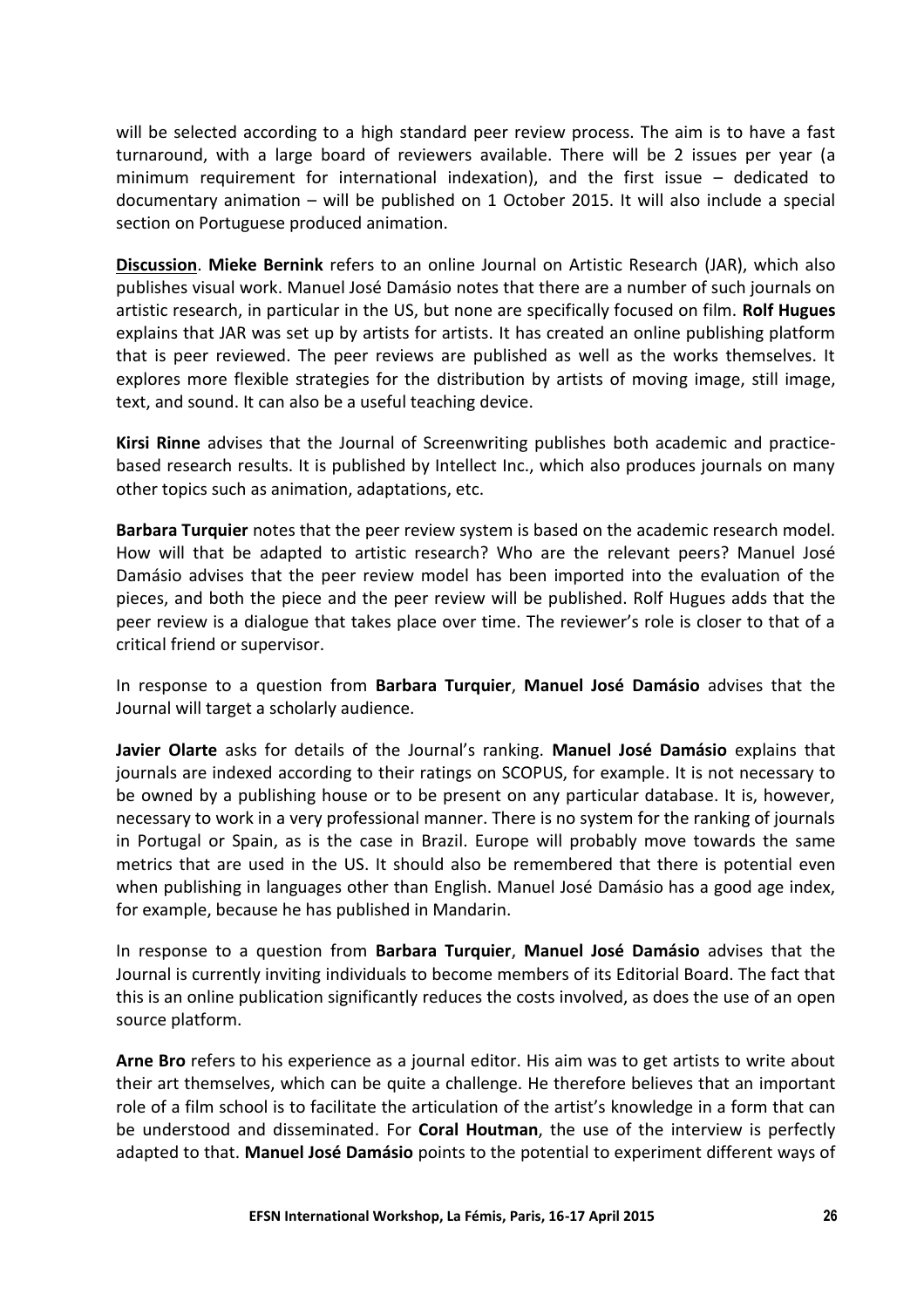will be selected according to a high standard peer review process. The aim is to have a fast turnaround, with a large board of reviewers available. There will be 2 issues per year (a minimum requirement for international indexation), and the first issue – dedicated to documentary animation – will be published on 1 October 2015. It will also include a special section on Portuguese produced animation.

**Discussion**. **Mieke Bernink** refers to an online Journal on Artistic Research (JAR), which also publishes visual work. Manuel José Damásio notes that there are a number of such journals on artistic research, in particular in the US, but none are specifically focused on film. **Rolf Hugues** explains that JAR was set up by artists for artists. It has created an online publishing platform that is peer reviewed. The peer reviews are published as well as the works themselves. It explores more flexible strategies for the distribution by artists of moving image, still image, text, and sound. It can also be a useful teaching device.

**Kirsi Rinne** advises that the Journal of Screenwriting publishes both academic and practice-based research results. It is published by Intellect Inc., which also produces journals on many other topics such as animation, adaptations, etc.

**Barbara Turquier** notes that the peer review system is based on the academic research model. How will that be adapted to artistic research? Who are the relevant peers? Manuel José Damásio advises that the peer review model has been imported into the evaluation of the pieces, and both the piece and the peer review will be published. Rolf Hugues adds that the peer review is a dialogue that takes place over time. The reviewer's role is closer to that of a critical friend or supervisor.

In response to a question from **Barbara Turquier**, **Manuel José Damásio** advises that the Journal will target a scholarly audience.

**Javier Olarte** asks for details of the Journal's ranking. **Manuel José Damásio** explains that journals are indexed according to their ratings on SCOPUS, for example. It is not necessary to be owned by a publishing house or to be present on any particular database. It is, however, necessary to work in a very professional manner. There is no system for the ranking of journals in Portugal or Spain, as is the case in Brazil. Europe will probably move towards the same metrics that are used in the US. It should also be remembered that there is potential even when publishing in languages other than English. Manuel José Damásio has a good age index, for example, because he has published in Mandarin.

In response to a question from **Barbara Turquier**, **Manuel José Damásio** advises that the Journal is currently inviting individuals to become members of its Editorial Board. The fact that this is an online publication significantly reduces the costs involved, as does the use of an open source platform.

**Arne Bro** refers to his experience as a journal editor. His aim was to get artists to write about their art themselves, which can be quite a challenge. He therefore believes that an important role of a film school is to facilitate the articulation of the artist's knowledge in a form that can be understood and disseminated. For **Coral Houtman**, the use of the interview is perfectly adapted to that. **Manuel José Damásio** points to the potential to experiment different ways of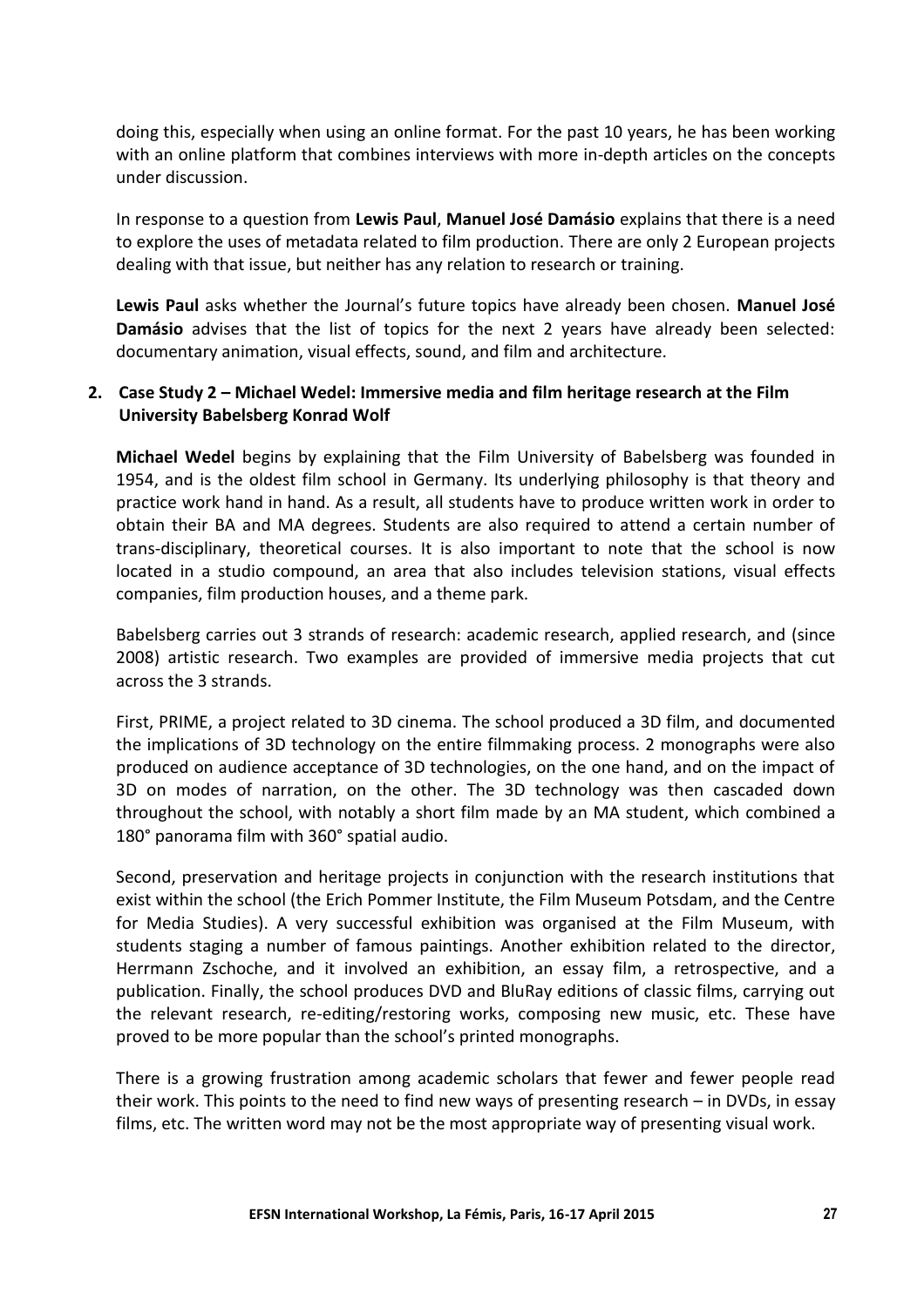doing this, especially when using an online format. For the past 10 years, he has been working with an online platform that combines interviews with more in-depth articles on the concepts under discussion.

In response to a question from **Lewis Paul**, **Manuel José Damásio** explains that there is a need to explore the uses of metadata related to film production. There are only 2 European projects dealing with that issue, but neither has any relation to research or training.

**Lewis Paul** asks whether the Journal's future topics have already been chosen. **Manuel José Damásio** advises that the list of topics for the next 2 years have already been selected: documentary animation, visual effects, sound, and film and architecture.

**2. Case Study 2 – Michael Wedel: Immersive media and film heritage research at the Film University Babelsberg Konrad Wolf**

**Michael Wedel** begins by explaining that the Film University of Babelsberg was founded in 1954, and is the oldest film school in Germany. Its underlying philosophy is that theory and practice work hand in hand. As a result, all students have to produce written work in order to obtain their BA and MA degrees. Students are also required to attend a certain number of trans-disciplinary, theoretical courses. It is also important to note that the school is now located in a studio compound, an area that also includes television stations, visual effects companies, film production houses, and a theme park.

Babelsberg carries out 3 strands of research: academic research, applied research, and (since 2008) artistic research. Two examples are provided of immersive media projects that cut across the 3 strands.

First, PRIME, a project related to 3D cinema. The school produced a 3D film, and documented the implications of 3D technology on the entire filmmaking process. 2 monographs were also produced on audience acceptance of 3D technologies, on the one hand, and on the impact of 3D on modes of narration, on the other. The 3D technology was then cascaded down throughout the school, with notably a short film made by an MA student, which combined a 180° panorama film with 360° spatial audio.

Second, preservation and heritage projects in conjunction with the research institutions that exist within the school (the Erich Pommer Institute, the Film Museum Potsdam, and the Centre for Media Studies). A very successful exhibition was organised at the Film Museum, with students staging a number of famous paintings. Another exhibition related to the director, Herrmann Zschoche, and it involved an exhibition, an essay film, a retrospective, and a publication. Finally, the school produces DVD and BluRay editions of classic films, carrying out the relevant research, re-editing/restoring works, composing new music, etc. These have proved to be more popular than the school's printed monographs.

There is a growing frustration among academic scholars that fewer and fewer people read their work. This points to the need to find new ways of presenting research – in DVDs, in essay films, etc. The written word may not be the most appropriate way of presenting visual work.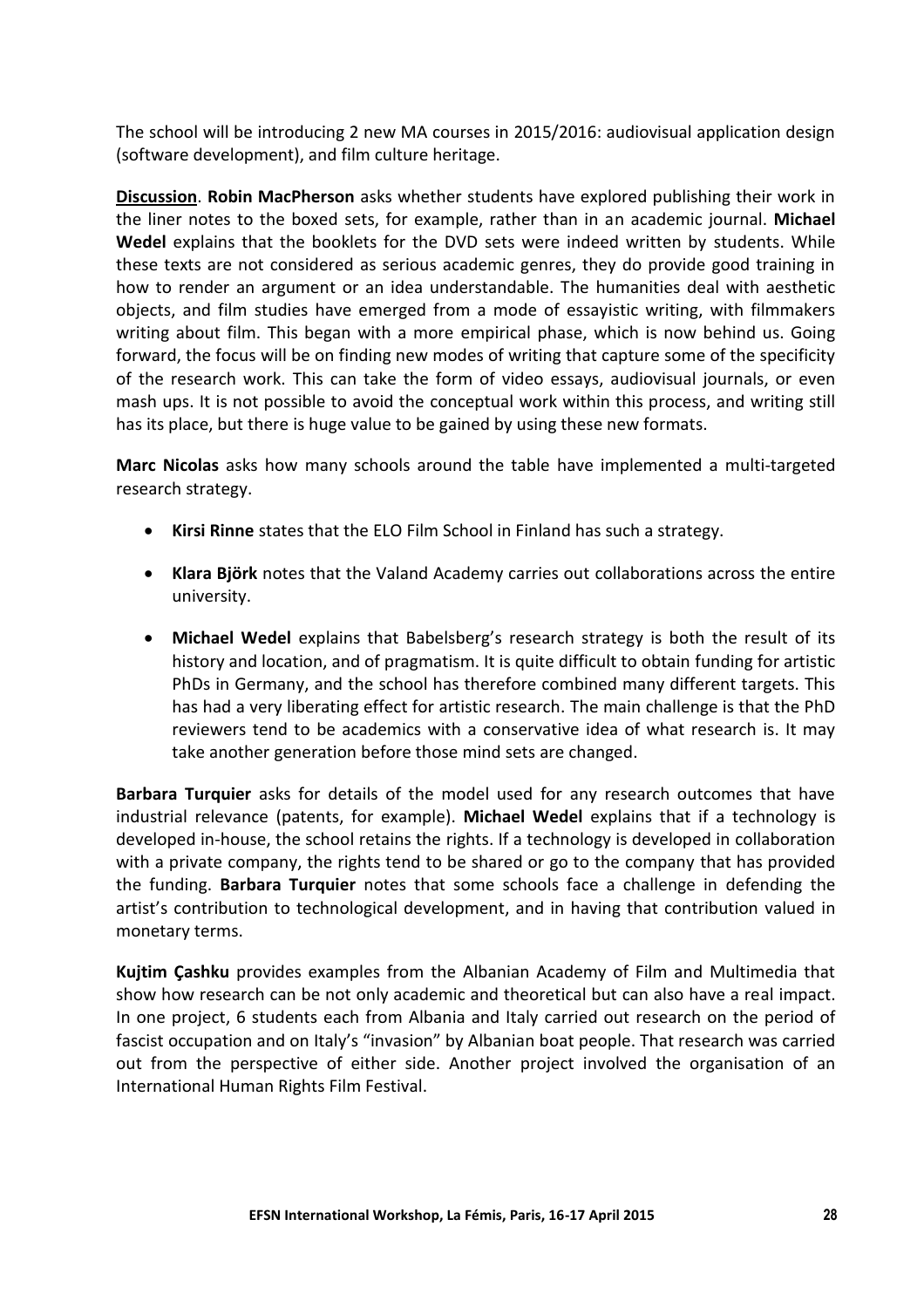The school will be introducing 2 new MA courses in 2015/2016: audiovisual application design (software development), and film culture heritage.

**Discussion**. **Robin MacPherson** asks whether students have explored publishing their work in the liner notes to the boxed sets, for example, rather than in an academic journal. **Michael Wedel** explains that the booklets for the DVD sets were indeed written by students. While these texts are not considered as serious academic genres, they do provide good training in how to render an argument or an idea understandable. The humanities deal with aesthetic objects, and film studies have emerged from a mode of essayistic writing, with filmmakers writing about film. This began with a more empirical phase, which is now behind us. Going forward, the focus will be on finding new modes of writing that capture some of the specificity of the research work. This can take the form of video essays, audiovisual journals, or even mash ups. It is not possible to avoid the conceptual work within this process, and writing still has its place, but there is huge value to be gained by using these new formats.

**Marc Nicolas** asks how many schools around the table have implemented a multi-targeted research strategy.

- **Kirsi Rinne** states that the ELO Film School in Finland has such a strategy.
- **Klara Björk** notes that the Valand Academy carries out collaborations across the entire university.
- **Michael Wedel** explains that Babelsberg's research strategy is both the result of its history and location, and of pragmatism. It is quite difficult to obtain funding for artistic PhDs in Germany, and the school has therefore combined many different targets. This has had a very liberating effect for artistic research. The main challenge is that the PhD reviewers tend to be academics with a conservative idea of what research is. It may take another generation before those mind sets are changed.

**Barbara Turquier** asks for details of the model used for any research outcomes that have industrial relevance (patents, for example). **Michael Wedel** explains that if a technology is developed in-house, the school retains the rights. If a technology is developed in collaboration with a private company, the rights tend to be shared or go to the company that has provided the funding. **Barbara Turquier** notes that some schools face a challenge in defending the artist's contribution to technological development, and in having that contribution valued in monetary terms.

**Kujtim Çashku** provides examples from the Albanian Academy of Film and Multimedia that show how research can be not only academic and theoretical but can also have a real impact. In one project, 6 students each from Albania and Italy carried out research on the period of fascist occupation and on Italy's "invasion" by Albanian boat people. That research was carried out from the perspective of either side. Another project involved the organisation of an International Human Rights Film Festival.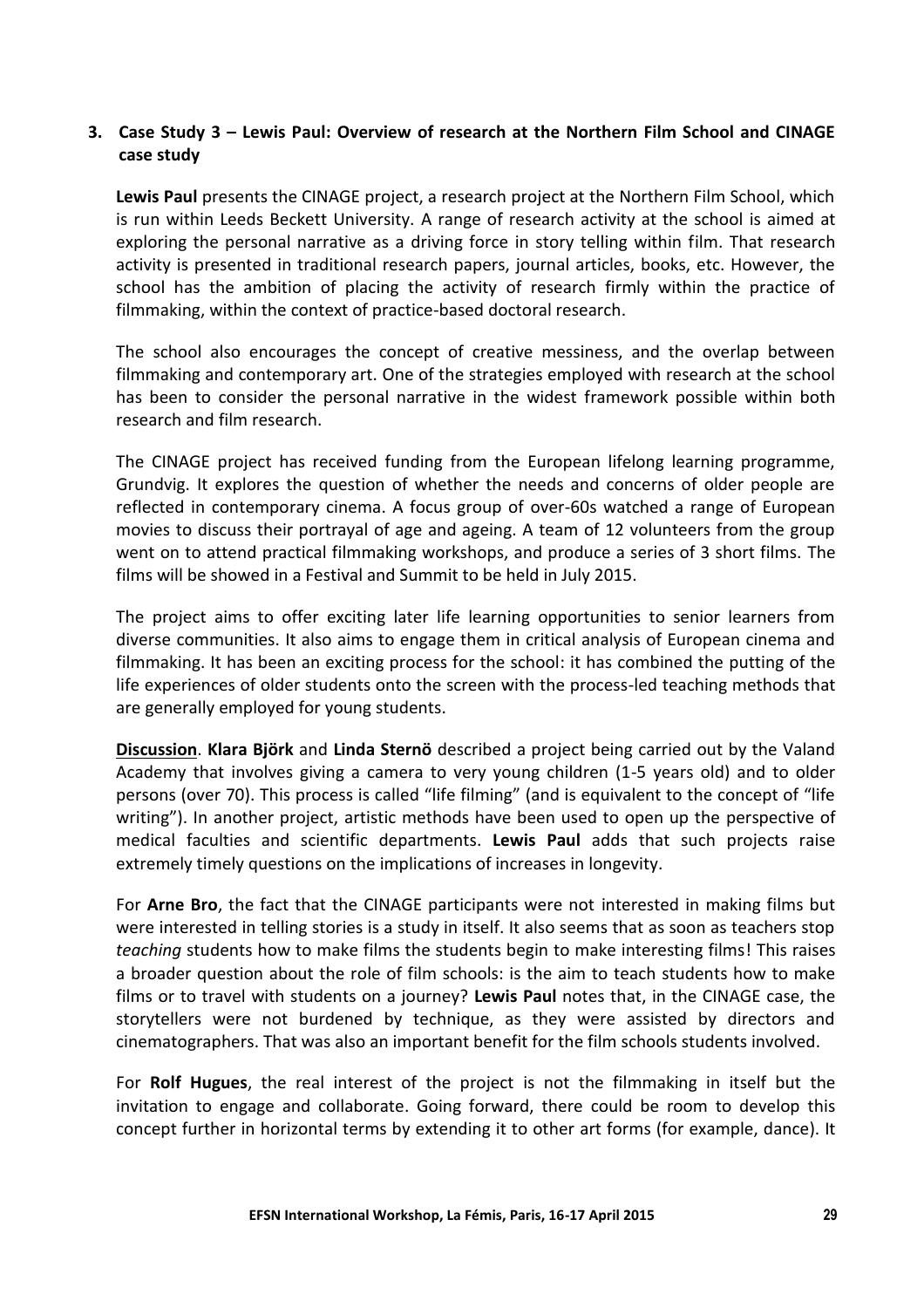### 3. Case Study 3 – Lewis Paul: Overview of research at the Northern Film School and CINAGE case study

**Lewis Paul** presents the CINAGE project, a research project at the Northern Film School, which is run within Leeds Beckett University. A range of research activity at the school is aimed at exploring the personal narrative as a driving force in story telling within film. That research activity is presented in traditional research papers, journal articles, books, etc. However, the school has the ambition of placing the activity of research firmly within the practice of filmmaking, within the context of practice-based doctoral research.

The school also encourages the concept of creative messiness, and the overlap between filmmaking and contemporary art. One of the strategies employed with research at the school has been to consider the personal narrative in the widest framework possible within both research and film research.

The CINAGE project has received funding from the European lifelong learning programme, Grundvig. It explores the question of whether the needs and concerns of older people are reflected in contemporary cinema. A focus group of over-60s watched a range of European movies to discuss their portrayal of age and ageing. A team of 12 volunteers from the group went on to attend practical filmmaking workshops, and produce a series of 3 short films. The films will be showed in a Festival and Summit to be held in July 2015.

The project aims to offer exciting later life learning opportunities to senior learners from diverse communities. It also aims to engage them in critical analysis of European cinema and filmmaking. It has been an exciting process for the school: it has combined the putting of the life experiences of older students onto the screen with the process-led teaching methods that are generally employed for young students.

<u>**Discussion**</u>. **Klara Björk** and **Linda Sternö** described a project being carried out by the Valand Academy that involves giving a camera to very young children (1-5 years old) and to older persons (over 70). This process is called "life filming" (and is equivalent to the concept of "life writing"). In another project, artistic methods have been used to open up the perspective of medical faculties and scientific departments. **Lewis Paul** adds that such projects raise extremely timely questions on the implications of increases in longevity.

For **Arne Bro**, the fact that the CINAGE participants were not interested in making films but were interested in telling stories is a study in itself. It also seems that as soon as teachers stop *teaching* students how to make films the students begin to make interesting films! This raises a broader question about the role of film schools: is the aim to teach students how to make films or to travel with students on a journey? **Lewis Paul** notes that, in the CINAGE case, the storytellers were not burdened by technique, as they were assisted by directors and cinematographers. That was also an important benefit for the film schools students involved.

For **Rolf Hugues**, the real interest of the project is not the filmmaking in itself but the invitation to engage and collaborate. Going forward, there could be room to develop this concept further in horizontal terms by extending it to other art forms (for example, dance). It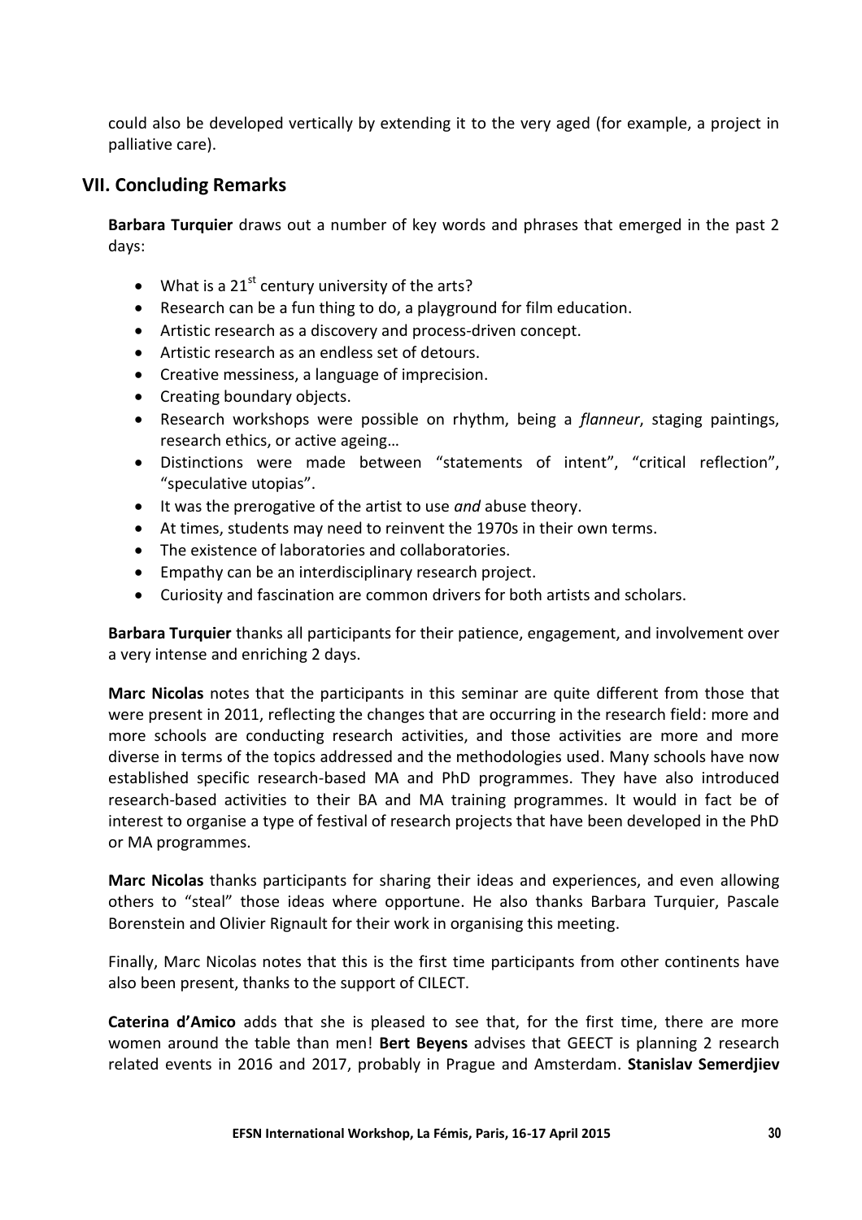could also be developed vertically by extending it to the very aged (for example, a project in palliative care).

## VII. Concluding Remarks

**Barbara Turquier** draws out a number of key words and phrases that emerged in the past 2 days:

- What is a 21st century university of the arts?
- Research can be a fun thing to do, a playground for film education.
- Artistic research as a discovery and process-driven concept.
- Artistic research as an endless set of detours.
- Creative messiness, a language of imprecision.
- Creating boundary objects.
- Research workshops were possible on rhythm, being a *flanneur*, staging paintings, research ethics, or active ageing…
- Distinctions were made between "statements of intent", "critical reflection", "speculative utopias".
- It was the prerogative of the artist to use *and* abuse theory.
- At times, students may need to reinvent the 1970s in their own terms.
- The existence of laboratories and collaboratories.
- Empathy can be an interdisciplinary research project.
- Curiosity and fascination are common drivers for both artists and scholars.

**Barbara Turquier** thanks all participants for their patience, engagement, and involvement over a very intense and enriching 2 days.

**Marc Nicolas** notes that the participants in this seminar are quite different from those that were present in 2011, reflecting the changes that are occurring in the research field: more and more schools are conducting research activities, and those activities are more and more diverse in terms of the topics addressed and the methodologies used. Many schools have now established specific research-based MA and PhD programmes. They have also introduced research-based activities to their BA and MA training programmes. It would in fact be of interest to organise a type of festival of research projects that have been developed in the PhD or MA programmes.

**Marc Nicolas** thanks participants for sharing their ideas and experiences, and even allowing others to "steal" those ideas where opportune. He also thanks Barbara Turquier, Pascale Borenstein and Olivier Rignault for their work in organising this meeting.

Finally, Marc Nicolas notes that this is the first time participants from other continents have also been present, thanks to the support of CILECT.

**Caterina d'Amico** adds that she is pleased to see that, for the first time, there are more women around the table than men! **Bert Beyens** advises that GEECT is planning 2 research related events in 2016 and 2017, probably in Prague and Amsterdam. **Stanislav Semerdjiev**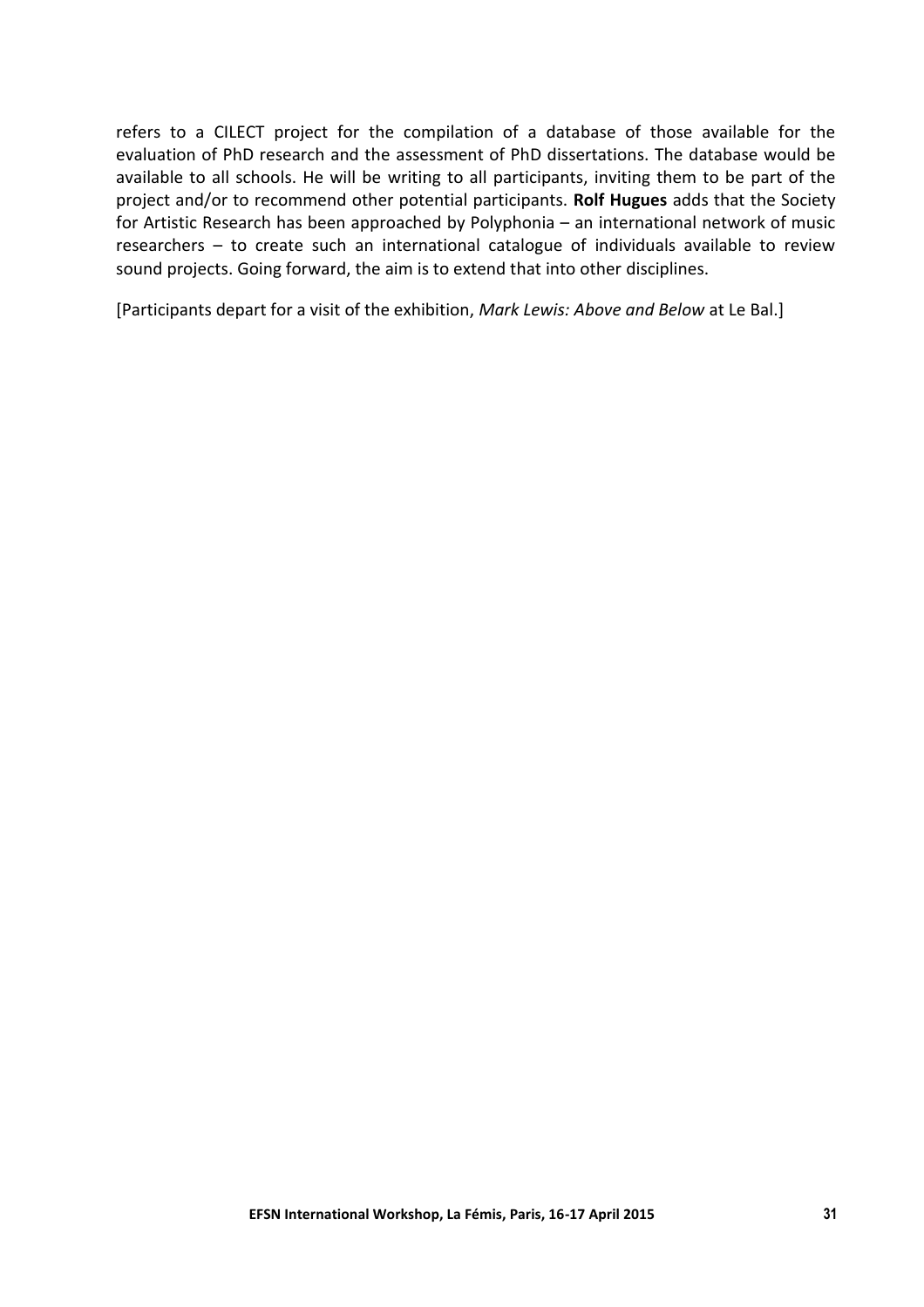refers to a CILECT project for the compilation of a database of those available for the evaluation of PhD research and the assessment of PhD dissertations. The database would be available to all schools. He will be writing to all participants, inviting them to be part of the project and/or to recommend other potential participants. **Rolf Hugues** adds that the Society for Artistic Research has been approached by Polyphonia – an international network of music researchers – to create such an international catalogue of individuals available to review sound projects. Going forward, the aim is to extend that into other disciplines.

[Participants depart for a visit of the exhibition, *Mark Lewis: Above and Below* at Le Bal.]